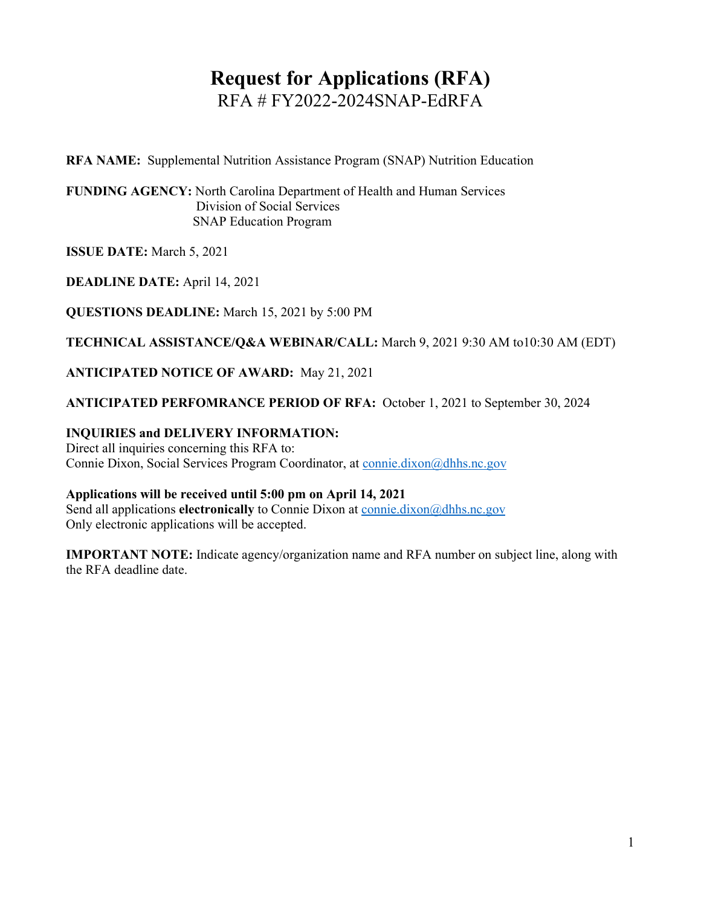# Request for Applications (RFA)

RFA # FY2022-2024SNAP-EdRFA

**RFA NAME:** Supplemental Nutrition Assistance Program (SNAP) Nutrition Education

**FUNDING AGENCY:** North Carolina Department of Health and Human Services
Division of Social Services
SNAP Education Program

**ISSUE DATE:** March 5, 2021

**DEADLINE DATE:** April 14, 2021

**QUESTIONS DEADLINE:** March 15, 2021 by 5:00 PM

**TECHNICAL ASSISTANCE/Q&A WEBINAR/CALL:** March 9, 2021 9:30 AM to10:30 AM (EDT)

**ANTICIPATED NOTICE OF AWARD:** May 21, 2021

**ANTICIPATED PERFOMRANCE PERIOD OF RFA:** October 1, 2021 to September 30, 2024

**INQUIRIES and DELIVERY INFORMATION:**
Direct all inquiries concerning this RFA to:
Connie Dixon, Social Services Program Coordinator, at connie.dixon@dhhs.nc.gov

**Applications will be received until 5:00 pm on April 14, 2021**
Send all applications **electronically** to Connie Dixon at connie.dixon@dhhs.nc.gov
Only electronic applications will be accepted.

**IMPORTANT NOTE:** Indicate agency/organization name and RFA number on subject line, along with the RFA deadline date.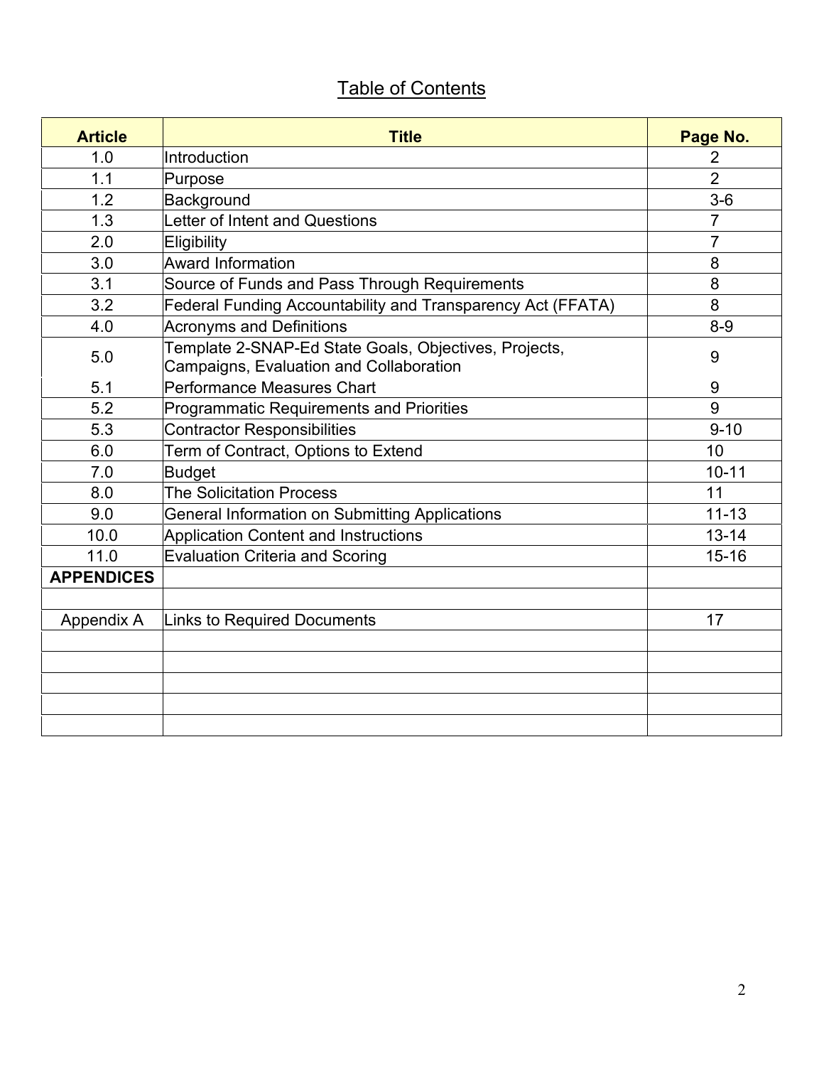# Table of Contents

| Article | Title | Page No. |
|---|---|---|
| 1.0 | Introduction | 2 |
| 1.1 | Purpose | 2 |
| 1.2 | Background | 3-6 |
| 1.3 | Letter of Intent and Questions | 7 |
| 2.0 | Eligibility | 7 |
| 3.0 | Award Information | 8 |
| 3.1 | Source of Funds and Pass Through Requirements | 8 |
| 3.2 | Federal Funding Accountability and Transparency Act (FFATA) | 8 |
| 4.0 | Acronyms and Definitions | 8-9 |
| 5.0 | Template 2-SNAP-Ed State Goals, Objectives, Projects, Campaigns, Evaluation and Collaboration | 9 |
| 5.1 | Performance Measures Chart | 9 |
| 5.2 | Programmatic Requirements and Priorities | 9 |
| 5.3 | Contractor Responsibilities | 9-10 |
| 6.0 | Term of Contract, Options to Extend | 10 |
| 7.0 | Budget | 10-11 |
| 8.0 | The Solicitation Process | 11 |
| 9.0 | General Information on Submitting Applications | 11-13 |
| 10.0 | Application Content and Instructions | 13-14 |
| 11.0 | Evaluation Criteria and Scoring | 15-16 |
| **APPENDICES** | | |
| | | |
| Appendix A | Links to Required Documents | 17 |
| | | |
| | | |
| | | |
| | | |
| | | |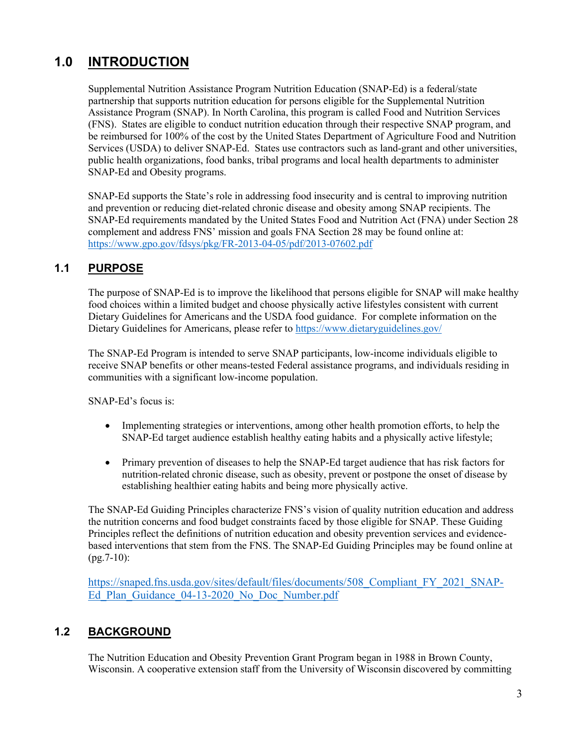# 1.0 INTRODUCTION

Supplemental Nutrition Assistance Program Nutrition Education (SNAP-Ed) is a federal/state partnership that supports nutrition education for persons eligible for the Supplemental Nutrition Assistance Program (SNAP). In North Carolina, this program is called Food and Nutrition Services (FNS). States are eligible to conduct nutrition education through their respective SNAP program, and be reimbursed for 100% of the cost by the United States Department of Agriculture Food and Nutrition Services (USDA) to deliver SNAP-Ed. States use contractors such as land-grant and other universities, public health organizations, food banks, tribal programs and local health departments to administer SNAP-Ed and Obesity programs.

SNAP-Ed supports the State's role in addressing food insecurity and is central to improving nutrition and prevention or reducing diet-related chronic disease and obesity among SNAP recipients. The SNAP-Ed requirements mandated by the United States Food and Nutrition Act (FNA) under Section 28 complement and address FNS' mission and goals FNA Section 28 may be found online at: https://www.gpo.gov/fdsys/pkg/FR-2013-04-05/pdf/2013-07602.pdf

## 1.1 PURPOSE

The purpose of SNAP-Ed is to improve the likelihood that persons eligible for SNAP will make healthy food choices within a limited budget and choose physically active lifestyles consistent with current Dietary Guidelines for Americans and the USDA food guidance. For complete information on the Dietary Guidelines for Americans, please refer to https://www.dietaryguidelines.gov/

The SNAP-Ed Program is intended to serve SNAP participants, low-income individuals eligible to receive SNAP benefits or other means-tested Federal assistance programs, and individuals residing in communities with a significant low-income population.

SNAP-Ed's focus is:

- Implementing strategies or interventions, among other health promotion efforts, to help the SNAP-Ed target audience establish healthy eating habits and a physically active lifestyle;
- Primary prevention of diseases to help the SNAP-Ed target audience that has risk factors for nutrition-related chronic disease, such as obesity, prevent or postpone the onset of disease by establishing healthier eating habits and being more physically active.

The SNAP-Ed Guiding Principles characterize FNS's vision of quality nutrition education and address the nutrition concerns and food budget constraints faced by those eligible for SNAP. These Guiding Principles reflect the definitions of nutrition education and obesity prevention services and evidence-based interventions that stem from the FNS. The SNAP-Ed Guiding Principles may be found online at (pg.7-10):

https://snaped.fns.usda.gov/sites/default/files/documents/508_Compliant_FY_2021_SNAP-Ed_Plan_Guidance_04-13-2020_No_Doc_Number.pdf

## 1.2 BACKGROUND

The Nutrition Education and Obesity Prevention Grant Program began in 1988 in Brown County, Wisconsin. A cooperative extension staff from the University of Wisconsin discovered by committing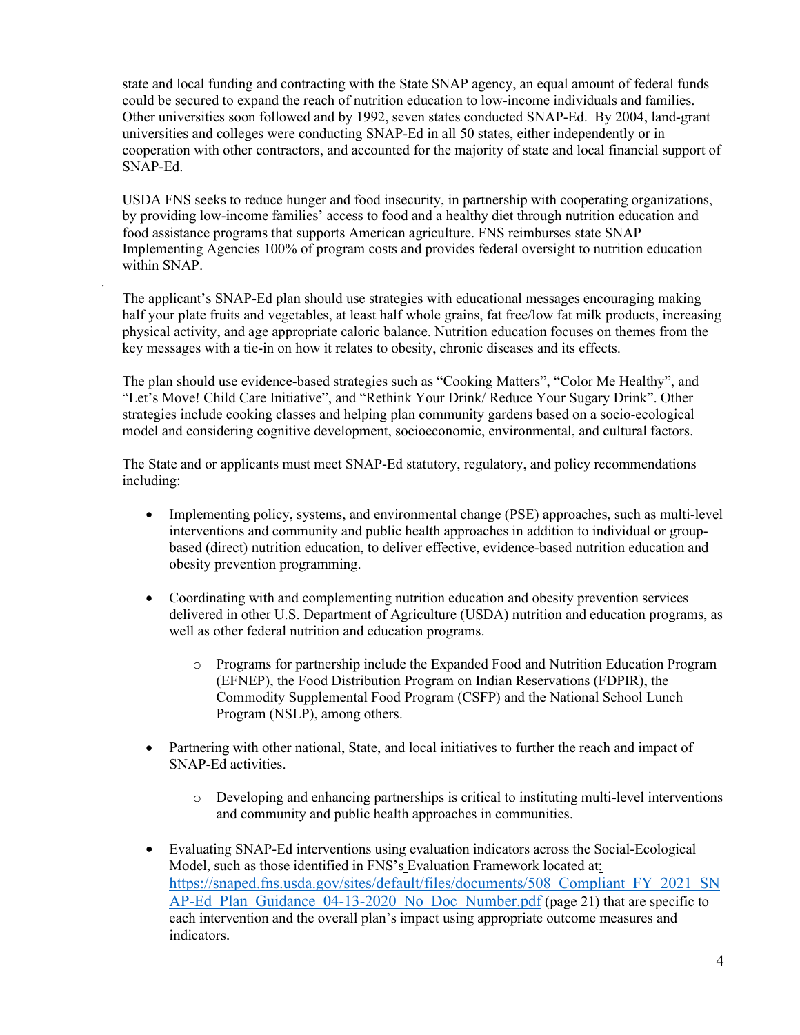state and local funding and contracting with the State SNAP agency, an equal amount of federal funds could be secured to expand the reach of nutrition education to low-income individuals and families. Other universities soon followed and by 1992, seven states conducted SNAP-Ed. By 2004, land-grant universities and colleges were conducting SNAP-Ed in all 50 states, either independently or in cooperation with other contractors, and accounted for the majority of state and local financial support of SNAP-Ed.

USDA FNS seeks to reduce hunger and food insecurity, in partnership with cooperating organizations, by providing low-income families' access to food and a healthy diet through nutrition education and food assistance programs that supports American agriculture. FNS reimburses state SNAP Implementing Agencies 100% of program costs and provides federal oversight to nutrition education within SNAP.

The applicant's SNAP-Ed plan should use strategies with educational messages encouraging making half your plate fruits and vegetables, at least half whole grains, fat free/low fat milk products, increasing physical activity, and age appropriate caloric balance. Nutrition education focuses on themes from the key messages with a tie-in on how it relates to obesity, chronic diseases and its effects.

The plan should use evidence-based strategies such as "Cooking Matters", "Color Me Healthy", and "Let's Move! Child Care Initiative", and "Rethink Your Drink/ Reduce Your Sugary Drink". Other strategies include cooking classes and helping plan community gardens based on a socio-ecological model and considering cognitive development, socioeconomic, environmental, and cultural factors.

The State and or applicants must meet SNAP-Ed statutory, regulatory, and policy recommendations including:

- Implementing policy, systems, and environmental change (PSE) approaches, such as multi-level interventions and community and public health approaches in addition to individual or group-based (direct) nutrition education, to deliver effective, evidence-based nutrition education and obesity prevention programming.
- Coordinating with and complementing nutrition education and obesity prevention services delivered in other U.S. Department of Agriculture (USDA) nutrition and education programs, as well as other federal nutrition and education programs.
  - Programs for partnership include the Expanded Food and Nutrition Education Program (EFNEP), the Food Distribution Program on Indian Reservations (FDPIR), the Commodity Supplemental Food Program (CSFP) and the National School Lunch Program (NSLP), among others.
- Partnering with other national, State, and local initiatives to further the reach and impact of SNAP-Ed activities.
  - Developing and enhancing partnerships is critical to instituting multi-level interventions and community and public health approaches in communities.
- Evaluating SNAP-Ed interventions using evaluation indicators across the Social-Ecological Model, such as those identified in FNS's Evaluation Framework located at: https://snaped.fns.usda.gov/sites/default/files/documents/508_Compliant_FY_2021_SNAP-Ed_Plan_Guidance_04-13-2020_No_Doc_Number.pdf (page 21) that are specific to each intervention and the overall plan's impact using appropriate outcome measures and indicators.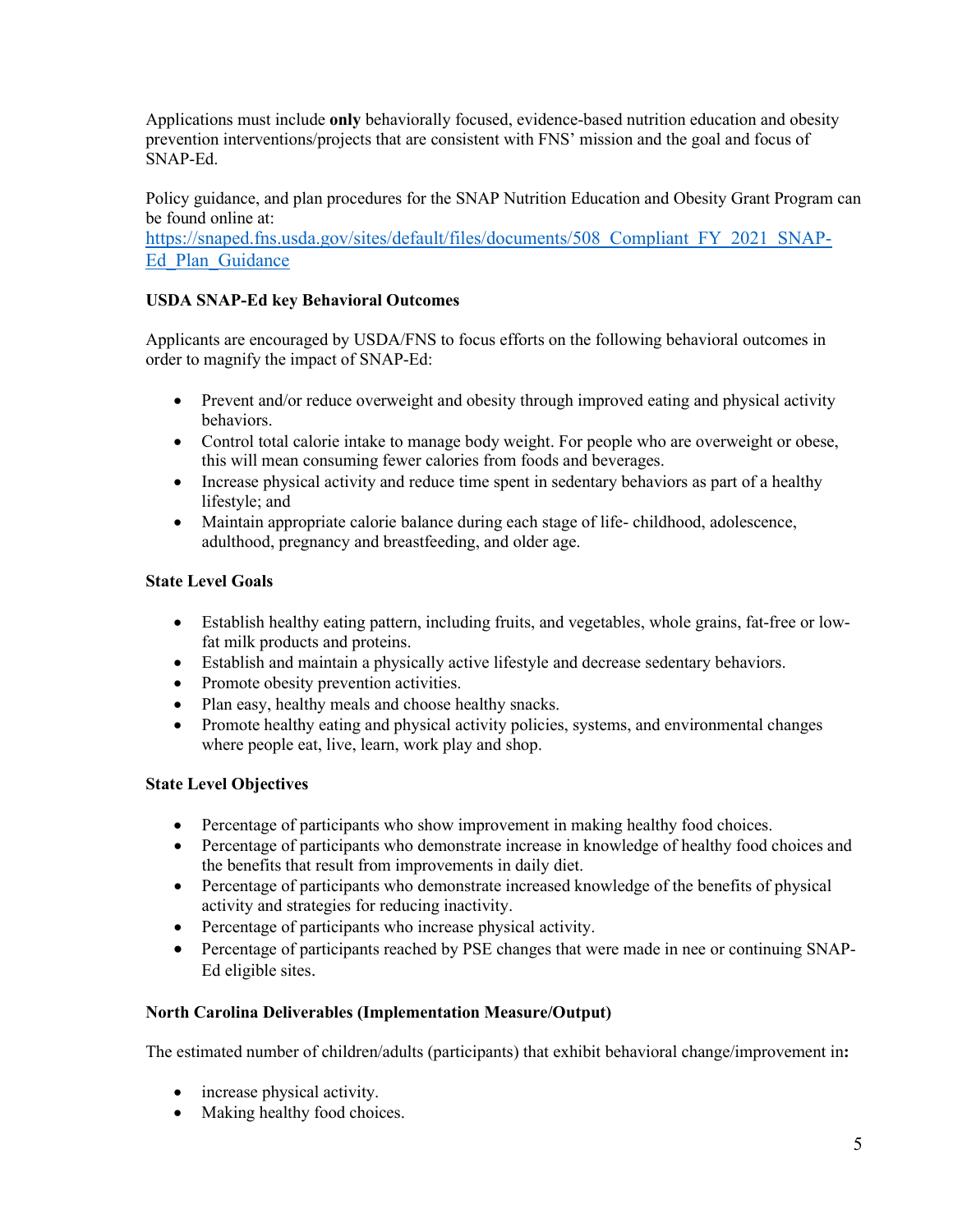Applications must include **only** behaviorally focused, evidence-based nutrition education and obesity prevention interventions/projects that are consistent with FNS' mission and the goal and focus of SNAP-Ed.

Policy guidance, and plan procedures for the SNAP Nutrition Education and Obesity Grant Program can be found online at:
[https://snaped.fns.usda.gov/sites/default/files/documents/508_Compliant_FY_2021_SNAP-Ed_Plan_Guidance](https://snaped.fns.usda.gov/sites/default/files/documents/508_Compliant_FY_2021_SNAP-Ed_Plan_Guidance)

**USDA SNAP-Ed key Behavioral Outcomes**

Applicants are encouraged by USDA/FNS to focus efforts on the following behavioral outcomes in order to magnify the impact of SNAP-Ed:

- Prevent and/or reduce overweight and obesity through improved eating and physical activity behaviors.
- Control total calorie intake to manage body weight. For people who are overweight or obese, this will mean consuming fewer calories from foods and beverages.
- Increase physical activity and reduce time spent in sedentary behaviors as part of a healthy lifestyle; and
- Maintain appropriate calorie balance during each stage of life- childhood, adolescence, adulthood, pregnancy and breastfeeding, and older age.

**State Level Goals**

- Establish healthy eating pattern, including fruits, and vegetables, whole grains, fat-free or low-fat milk products and proteins.
- Establish and maintain a physically active lifestyle and decrease sedentary behaviors.
- Promote obesity prevention activities.
- Plan easy, healthy meals and choose healthy snacks.
- Promote healthy eating and physical activity policies, systems, and environmental changes where people eat, live, learn, work play and shop.

**State Level Objectives**

- Percentage of participants who show improvement in making healthy food choices.
- Percentage of participants who demonstrate increase in knowledge of healthy food choices and the benefits that result from improvements in daily diet.
- Percentage of participants who demonstrate increased knowledge of the benefits of physical activity and strategies for reducing inactivity.
- Percentage of participants who increase physical activity.
- Percentage of participants reached by PSE changes that were made in nee or continuing SNAP-Ed eligible sites.

**North Carolina Deliverables (Implementation Measure/Output)**

The estimated number of children/adults (participants) that exhibit behavioral change/improvement in**:**

- increase physical activity.
- Making healthy food choices.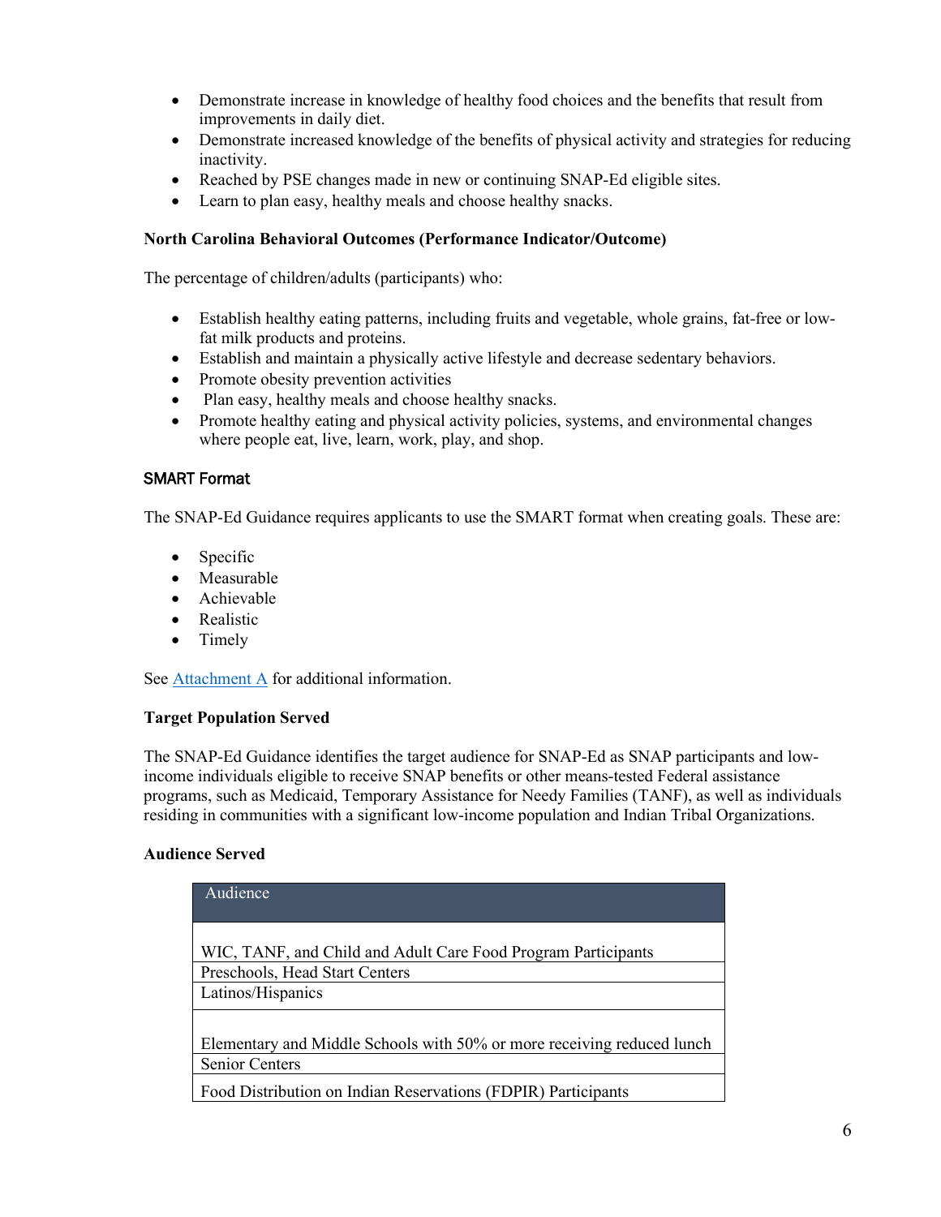- Demonstrate increase in knowledge of healthy food choices and the benefits that result from improvements in daily diet.
- Demonstrate increased knowledge of the benefits of physical activity and strategies for reducing inactivity.
- Reached by PSE changes made in new or continuing SNAP-Ed eligible sites.
- Learn to plan easy, healthy meals and choose healthy snacks.

**North Carolina Behavioral Outcomes (Performance Indicator/Outcome)**

The percentage of children/adults (participants) who:

- Establish healthy eating patterns, including fruits and vegetable, whole grains, fat-free or low-fat milk products and proteins.
- Establish and maintain a physically active lifestyle and decrease sedentary behaviors.
- Promote obesity prevention activities
- Plan easy, healthy meals and choose healthy snacks.
- Promote healthy eating and physical activity policies, systems, and environmental changes where people eat, live, learn, work, play, and shop.

### SMART Format

The SNAP-Ed Guidance requires applicants to use the SMART format when creating goals. These are:

- Specific
- Measurable
- Achievable
- Realistic
- Timely

See Attachment A for additional information.

**Target Population Served**

The SNAP-Ed Guidance identifies the target audience for SNAP-Ed as SNAP participants and low-income individuals eligible to receive SNAP benefits or other means-tested Federal assistance programs, such as Medicaid, Temporary Assistance for Needy Families (TANF), as well as individuals residing in communities with a significant low-income population and Indian Tribal Organizations.

**Audience Served**

| Audience |
| --- |
| WIC, TANF, and Child and Adult Care Food Program Participants |
| Preschools, Head Start Centers |
| Latinos/Hispanics |
| Elementary and Middle Schools with 50% or more receiving reduced lunch |
| Senior Centers |
| Food Distribution on Indian Reservations (FDPIR) Participants |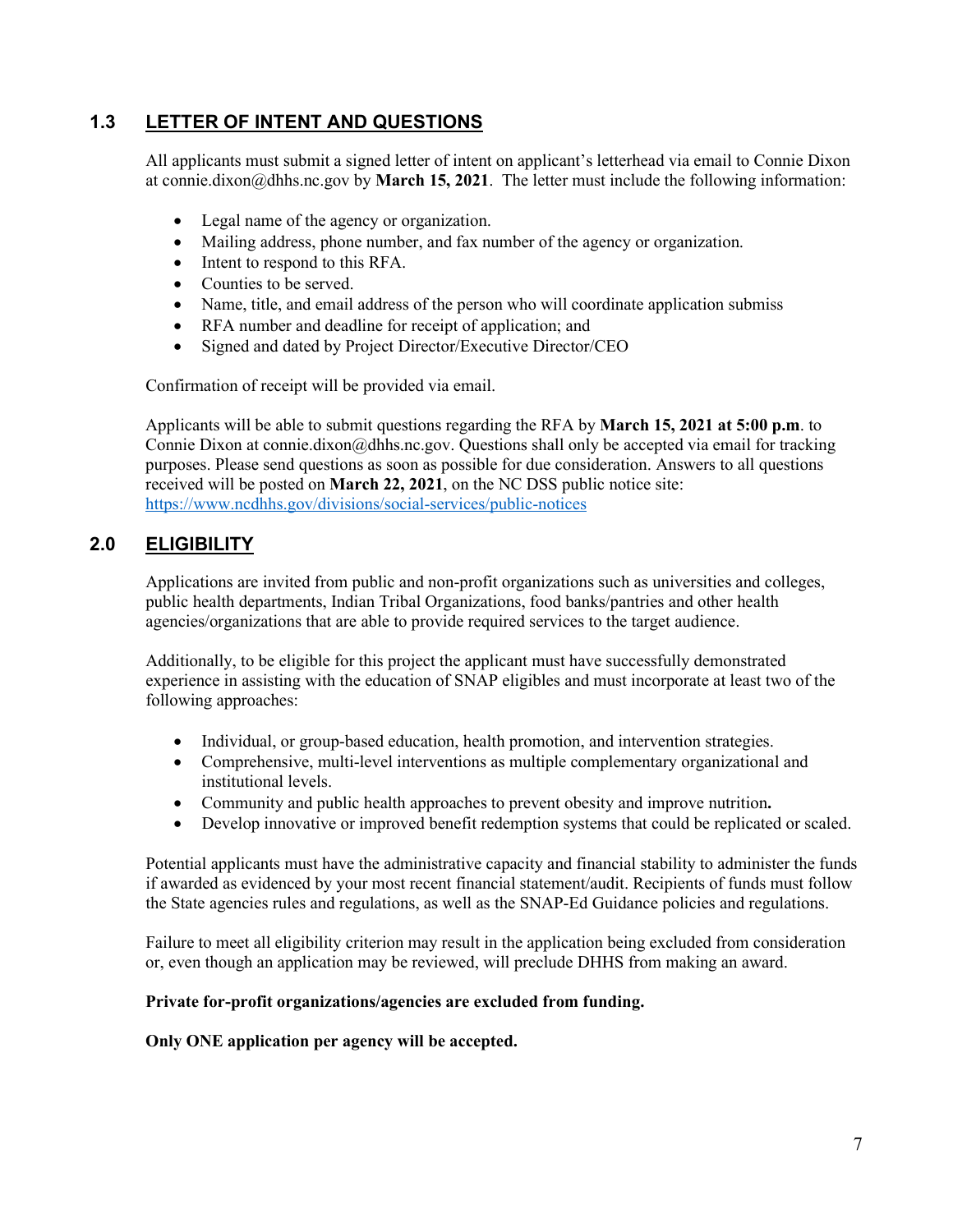## 1.3 LETTER OF INTENT AND QUESTIONS

All applicants must submit a signed letter of intent on applicant's letterhead via email to Connie Dixon at connie.dixon@dhhs.nc.gov by **March 15, 2021**. The letter must include the following information:

- Legal name of the agency or organization.
- Mailing address, phone number, and fax number of the agency or organization.
- Intent to respond to this RFA.
- Counties to be served.
- Name, title, and email address of the person who will coordinate application submiss
- RFA number and deadline for receipt of application; and
- Signed and dated by Project Director/Executive Director/CEO

Confirmation of receipt will be provided via email.

Applicants will be able to submit questions regarding the RFA by **March 15, 2021 at 5:00 p.m**. to Connie Dixon at connie.dixon@dhhs.nc.gov. Questions shall only be accepted via email for tracking purposes. Please send questions as soon as possible for due consideration. Answers to all questions received will be posted on **March 22, 2021**, on the NC DSS public notice site: https://www.ncdhhs.gov/divisions/social-services/public-notices

## 2.0 ELIGIBILITY

Applications are invited from public and non-profit organizations such as universities and colleges, public health departments, Indian Tribal Organizations, food banks/pantries and other health agencies/organizations that are able to provide required services to the target audience.

Additionally, to be eligible for this project the applicant must have successfully demonstrated experience in assisting with the education of SNAP eligibles and must incorporate at least two of the following approaches:

- Individual, or group-based education, health promotion, and intervention strategies.
- Comprehensive, multi-level interventions as multiple complementary organizational and institutional levels.
- Community and public health approaches to prevent obesity and improve nutrition**.**
- Develop innovative or improved benefit redemption systems that could be replicated or scaled.

Potential applicants must have the administrative capacity and financial stability to administer the funds if awarded as evidenced by your most recent financial statement/audit. Recipients of funds must follow the State agencies rules and regulations, as well as the SNAP-Ed Guidance policies and regulations.

Failure to meet all eligibility criterion may result in the application being excluded from consideration or, even though an application may be reviewed, will preclude DHHS from making an award.

**Private for-profit organizations/agencies are excluded from funding.**

**Only ONE application per agency will be accepted.**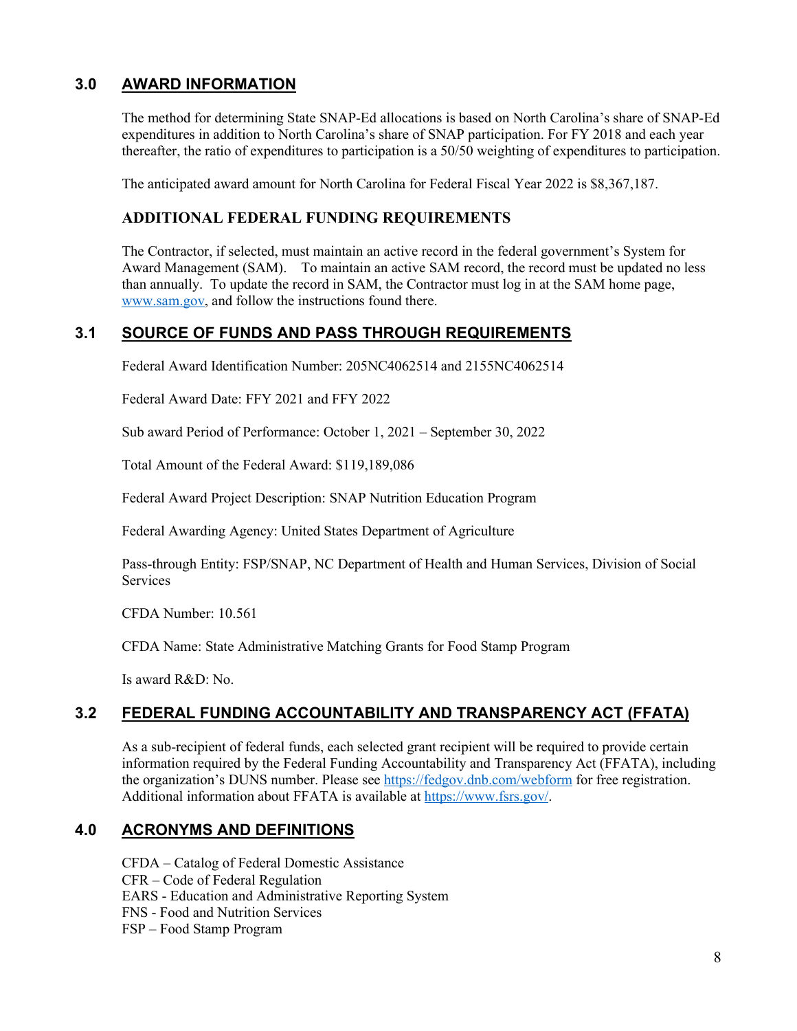## 3.0 AWARD INFORMATION

The method for determining State SNAP-Ed allocations is based on North Carolina's share of SNAP-Ed expenditures in addition to North Carolina's share of SNAP participation. For FY 2018 and each year thereafter, the ratio of expenditures to participation is a 50/50 weighting of expenditures to participation.

The anticipated award amount for North Carolina for Federal Fiscal Year 2022 is $8,367,187.

### ADDITIONAL FEDERAL FUNDING REQUIREMENTS

The Contractor, if selected, must maintain an active record in the federal government's System for Award Management (SAM). To maintain an active SAM record, the record must be updated no less than annually. To update the record in SAM, the Contractor must log in at the SAM home page, [www.sam.gov](www.sam.gov), and follow the instructions found there.

## 3.1 SOURCE OF FUNDS AND PASS THROUGH REQUIREMENTS

Federal Award Identification Number: 205NC4062514 and 2155NC4062514

Federal Award Date: FFY 2021 and FFY 2022

Sub award Period of Performance: October 1, 2021 – September 30, 2022

Total Amount of the Federal Award: $119,189,086

Federal Award Project Description: SNAP Nutrition Education Program

Federal Awarding Agency: United States Department of Agriculture

Pass-through Entity: FSP/SNAP, NC Department of Health and Human Services, Division of Social Services

CFDA Number: 10.561

CFDA Name: State Administrative Matching Grants for Food Stamp Program

Is award R&D: No.

## 3.2 FEDERAL FUNDING ACCOUNTABILITY AND TRANSPARENCY ACT (FFATA)

As a sub-recipient of federal funds, each selected grant recipient will be required to provide certain information required by the Federal Funding Accountability and Transparency Act (FFATA), including the organization's DUNS number. Please see [https://fedgov.dnb.com/webform](https://fedgov.dnb.com/webform) for free registration. Additional information about FFATA is available at [https://www.fsrs.gov/](https://www.fsrs.gov/).

## 4.0 ACRONYMS AND DEFINITIONS

CFDA – Catalog of Federal Domestic Assistance
CFR – Code of Federal Regulation
EARS - Education and Administrative Reporting System
FNS - Food and Nutrition Services
FSP – Food Stamp Program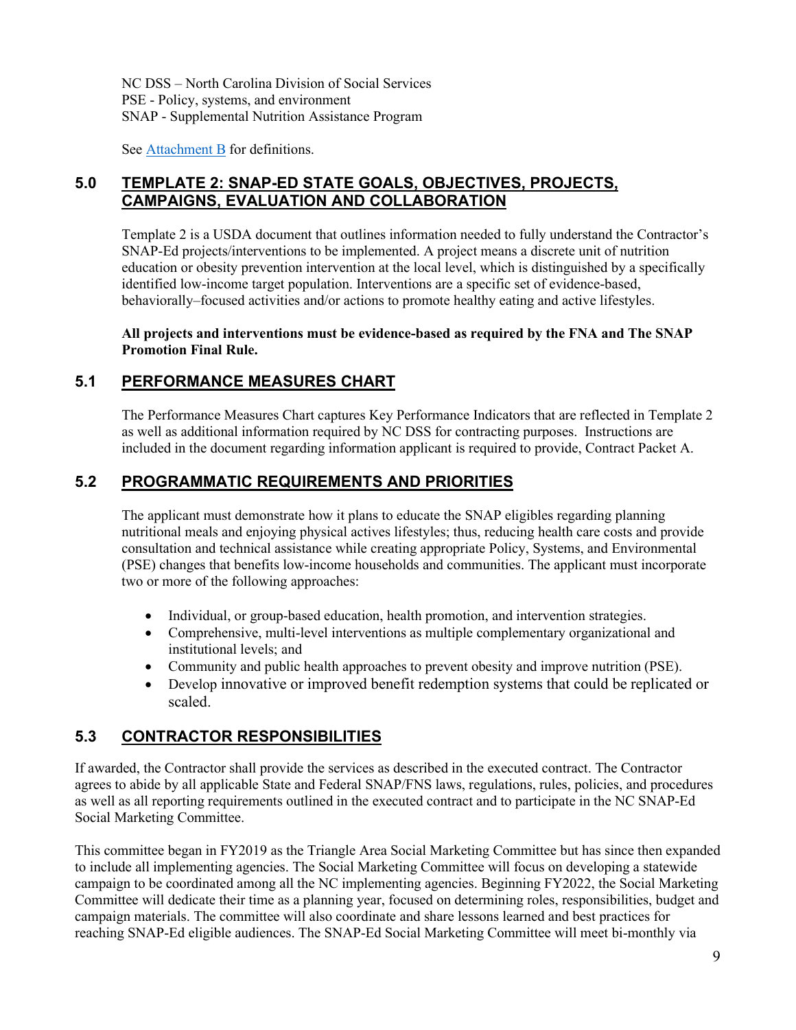NC DSS – North Carolina Division of Social Services
PSE - Policy, systems, and environment
SNAP - Supplemental Nutrition Assistance Program

See Attachment B for definitions.

## 5.0 TEMPLATE 2: SNAP-ED STATE GOALS, OBJECTIVES, PROJECTS, CAMPAIGNS, EVALUATION AND COLLABORATION

Template 2 is a USDA document that outlines information needed to fully understand the Contractor's SNAP-Ed projects/interventions to be implemented. A project means a discrete unit of nutrition education or obesity prevention intervention at the local level, which is distinguished by a specifically identified low-income target population. Interventions are a specific set of evidence-based, behaviorally–focused activities and/or actions to promote healthy eating and active lifestyles.

**All projects and interventions must be evidence-based as required by the FNA and The SNAP Promotion Final Rule.**

## 5.1 PERFORMANCE MEASURES CHART

The Performance Measures Chart captures Key Performance Indicators that are reflected in Template 2 as well as additional information required by NC DSS for contracting purposes. Instructions are included in the document regarding information applicant is required to provide, Contract Packet A.

## 5.2 PROGRAMMATIC REQUIREMENTS AND PRIORITIES

The applicant must demonstrate how it plans to educate the SNAP eligibles regarding planning nutritional meals and enjoying physical actives lifestyles; thus, reducing health care costs and provide consultation and technical assistance while creating appropriate Policy, Systems, and Environmental (PSE) changes that benefits low-income households and communities. The applicant must incorporate two or more of the following approaches:

- Individual, or group-based education, health promotion, and intervention strategies.
- Comprehensive, multi-level interventions as multiple complementary organizational and institutional levels; and
- Community and public health approaches to prevent obesity and improve nutrition (PSE).
- Develop innovative or improved benefit redemption systems that could be replicated or scaled.

## 5.3 CONTRACTOR RESPONSIBILITIES

If awarded, the Contractor shall provide the services as described in the executed contract. The Contractor agrees to abide by all applicable State and Federal SNAP/FNS laws, regulations, rules, policies, and procedures as well as all reporting requirements outlined in the executed contract and to participate in the NC SNAP-Ed Social Marketing Committee.

This committee began in FY2019 as the Triangle Area Social Marketing Committee but has since then expanded to include all implementing agencies. The Social Marketing Committee will focus on developing a statewide campaign to be coordinated among all the NC implementing agencies. Beginning FY2022, the Social Marketing Committee will dedicate their time as a planning year, focused on determining roles, responsibilities, budget and campaign materials. The committee will also coordinate and share lessons learned and best practices for reaching SNAP-Ed eligible audiences. The SNAP-Ed Social Marketing Committee will meet bi-monthly via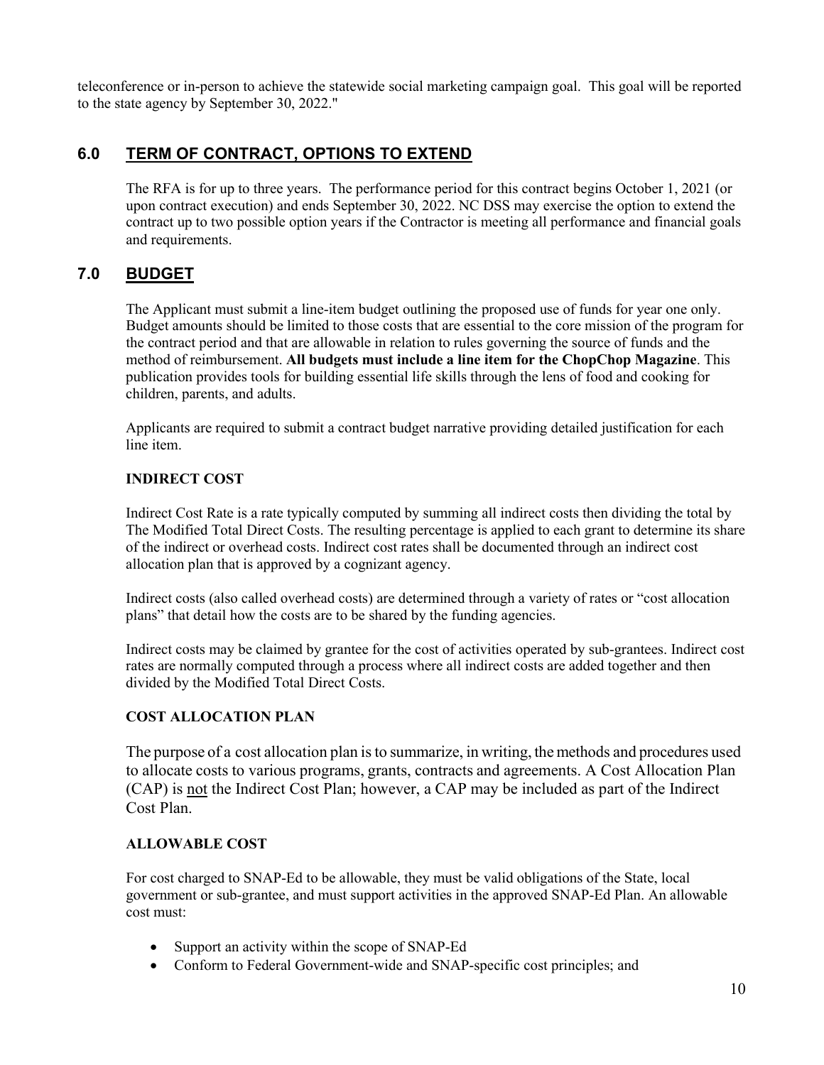teleconference or in-person to achieve the statewide social marketing campaign goal. This goal will be reported to the state agency by September 30, 2022."

## 6.0 TERM OF CONTRACT, OPTIONS TO EXTEND

The RFA is for up to three years. The performance period for this contract begins October 1, 2021 (or upon contract execution) and ends September 30, 2022. NC DSS may exercise the option to extend the contract up to two possible option years if the Contractor is meeting all performance and financial goals and requirements.

## 7.0 BUDGET

The Applicant must submit a line-item budget outlining the proposed use of funds for year one only. Budget amounts should be limited to those costs that are essential to the core mission of the program for the contract period and that are allowable in relation to rules governing the source of funds and the method of reimbursement. **All budgets must include a line item for the ChopChop Magazine**. This publication provides tools for building essential life skills through the lens of food and cooking for children, parents, and adults.

Applicants are required to submit a contract budget narrative providing detailed justification for each line item.

### INDIRECT COST

Indirect Cost Rate is a rate typically computed by summing all indirect costs then dividing the total by The Modified Total Direct Costs. The resulting percentage is applied to each grant to determine its share of the indirect or overhead costs. Indirect cost rates shall be documented through an indirect cost allocation plan that is approved by a cognizant agency.

Indirect costs (also called overhead costs) are determined through a variety of rates or "cost allocation plans" that detail how the costs are to be shared by the funding agencies.

Indirect costs may be claimed by grantee for the cost of activities operated by sub-grantees. Indirect cost rates are normally computed through a process where all indirect costs are added together and then divided by the Modified Total Direct Costs.

### COST ALLOCATION PLAN

The purpose of a cost allocation plan is to summarize, in writing, the methods and procedures used to allocate costs to various programs, grants, contracts and agreements. A Cost Allocation Plan (CAP) is not the Indirect Cost Plan; however, a CAP may be included as part of the Indirect Cost Plan.

### ALLOWABLE COST

For cost charged to SNAP-Ed to be allowable, they must be valid obligations of the State, local government or sub-grantee, and must support activities in the approved SNAP-Ed Plan. An allowable cost must:

- Support an activity within the scope of SNAP-Ed
- Conform to Federal Government-wide and SNAP-specific cost principles; and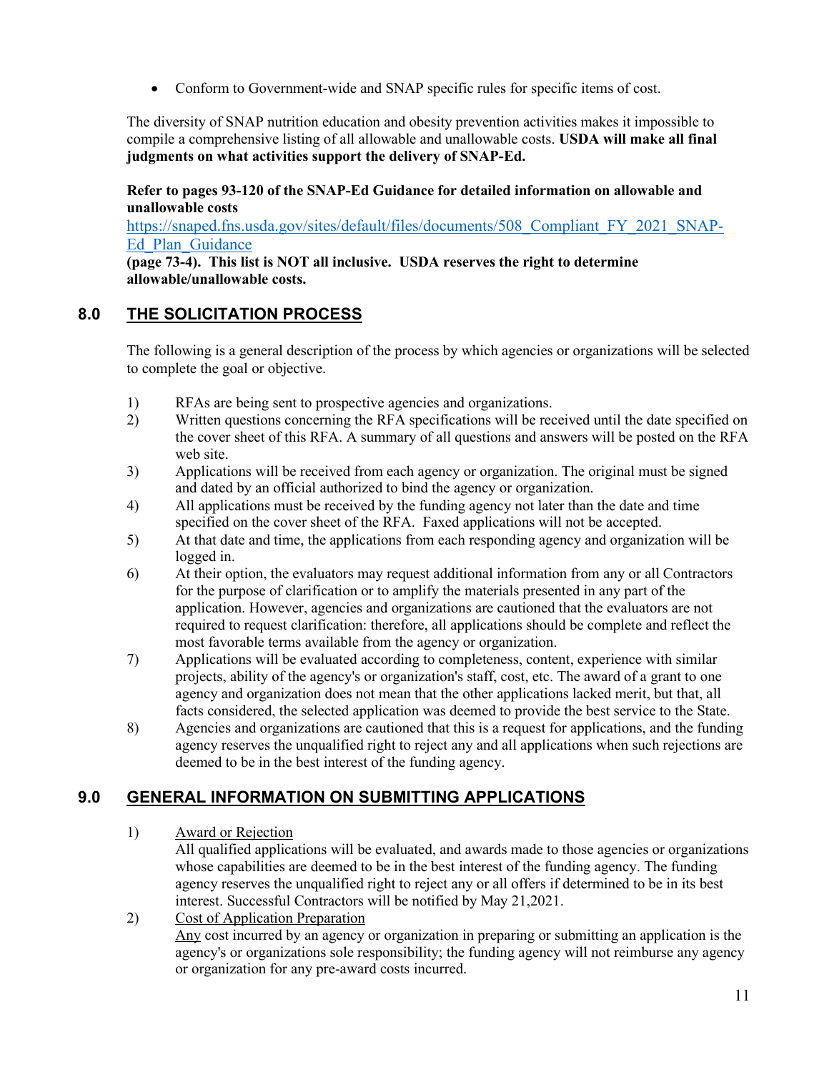- Conform to Government-wide and SNAP specific rules for specific items of cost.

The diversity of SNAP nutrition education and obesity prevention activities makes it impossible to compile a comprehensive listing of all allowable and unallowable costs. **USDA will make all final judgments on what activities support the delivery of SNAP-Ed.**

**Refer to pages 93-120 of the SNAP-Ed Guidance for detailed information on allowable and unallowable costs**
[https://snaped.fns.usda.gov/sites/default/files/documents/508_Compliant_FY_2021_SNAP-Ed_Plan_Guidance](https://snaped.fns.usda.gov/sites/default/files/documents/508_Compliant_FY_2021_SNAP-Ed_Plan_Guidance)
**(page 73-4). This list is NOT all inclusive. USDA reserves the right to determine allowable/unallowable costs.**

## 8.0 THE SOLICITATION PROCESS

The following is a general description of the process by which agencies or organizations will be selected to complete the goal or objective.

1) RFAs are being sent to prospective agencies and organizations.
2) Written questions concerning the RFA specifications will be received until the date specified on the cover sheet of this RFA. A summary of all questions and answers will be posted on the RFA web site.
3) Applications will be received from each agency or organization. The original must be signed and dated by an official authorized to bind the agency or organization.
4) All applications must be received by the funding agency not later than the date and time specified on the cover sheet of the RFA. Faxed applications will not be accepted.
5) At that date and time, the applications from each responding agency and organization will be logged in.
6) At their option, the evaluators may request additional information from any or all Contractors for the purpose of clarification or to amplify the materials presented in any part of the application. However, agencies and organizations are cautioned that the evaluators are not required to request clarification: therefore, all applications should be complete and reflect the most favorable terms available from the agency or organization.
7) Applications will be evaluated according to completeness, content, experience with similar projects, ability of the agency's or organization's staff, cost, etc. The award of a grant to one agency and organization does not mean that the other applications lacked merit, but that, all facts considered, the selected application was deemed to provide the best service to the State.
8) Agencies and organizations are cautioned that this is a request for applications, and the funding agency reserves the unqualified right to reject any and all applications when such rejections are deemed to be in the best interest of the funding agency.

## 9.0 GENERAL INFORMATION ON SUBMITTING APPLICATIONS

1) Award or Rejection
   All qualified applications will be evaluated, and awards made to those agencies or organizations whose capabilities are deemed to be in the best interest of the funding agency. The funding agency reserves the unqualified right to reject any or all offers if determined to be in its best interest. Successful Contractors will be notified by May 21,2021.
2) Cost of Application Preparation
   Any cost incurred by an agency or organization in preparing or submitting an application is the agency's or organizations sole responsibility; the funding agency will not reimburse any agency or organization for any pre-award costs incurred.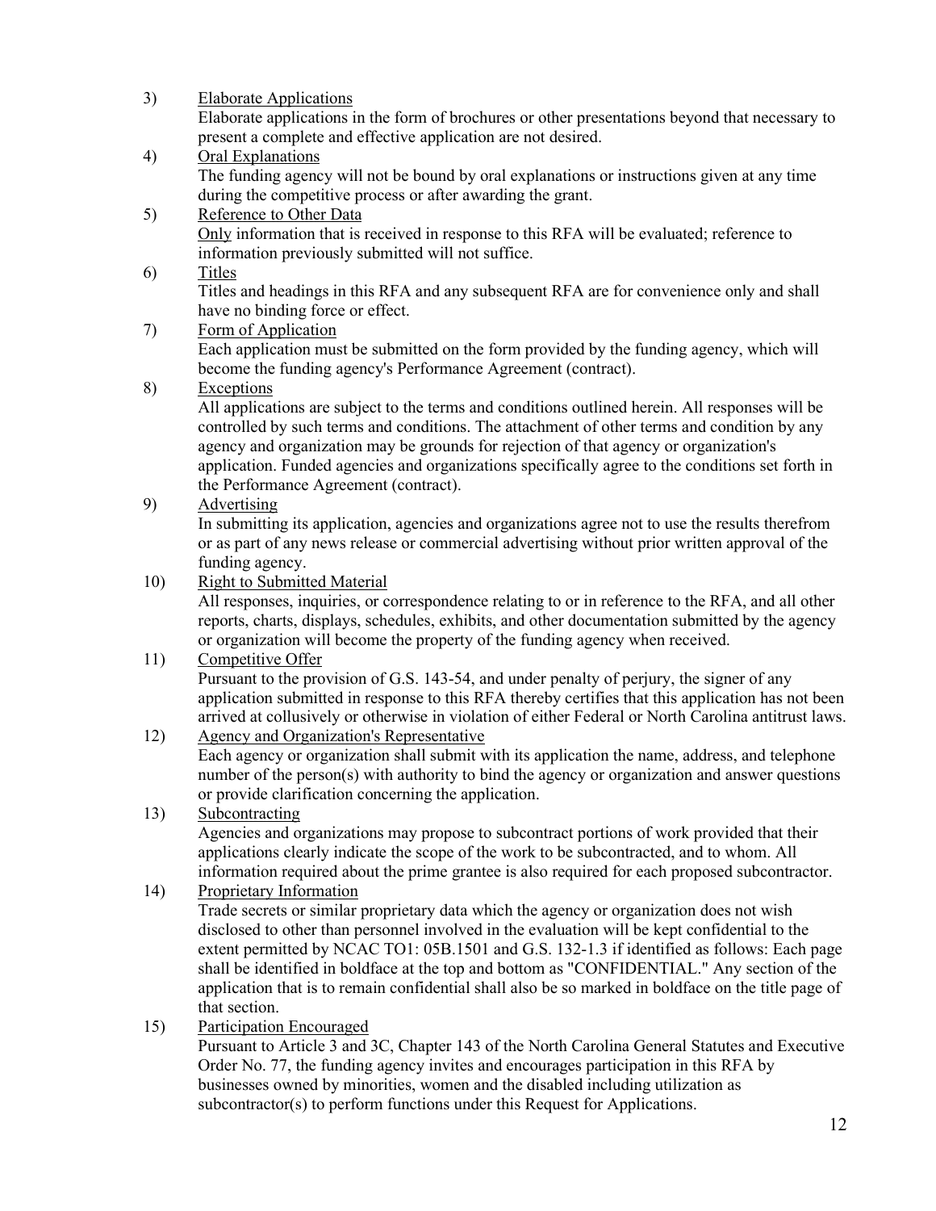3) Elaborate Applications

Elaborate applications in the form of brochures or other presentations beyond that necessary to present a complete and effective application are not desired.

4) Oral Explanations

The funding agency will not be bound by oral explanations or instructions given at any time during the competitive process or after awarding the grant.

5) Reference to Other Data

Only information that is received in response to this RFA will be evaluated; reference to information previously submitted will not suffice.

6) Titles

Titles and headings in this RFA and any subsequent RFA are for convenience only and shall have no binding force or effect.

7) Form of Application

Each application must be submitted on the form provided by the funding agency, which will become the funding agency's Performance Agreement (contract).

8) Exceptions

All applications are subject to the terms and conditions outlined herein. All responses will be controlled by such terms and conditions. The attachment of other terms and condition by any agency and organization may be grounds for rejection of that agency or organization's application. Funded agencies and organizations specifically agree to the conditions set forth in the Performance Agreement (contract).

9) Advertising

In submitting its application, agencies and organizations agree not to use the results therefrom or as part of any news release or commercial advertising without prior written approval of the funding agency.

10) Right to Submitted Material

All responses, inquiries, or correspondence relating to or in reference to the RFA, and all other reports, charts, displays, schedules, exhibits, and other documentation submitted by the agency or organization will become the property of the funding agency when received.

11) Competitive Offer

Pursuant to the provision of G.S. 143-54, and under penalty of perjury, the signer of any application submitted in response to this RFA thereby certifies that this application has not been arrived at collusively or otherwise in violation of either Federal or North Carolina antitrust laws.

12) Agency and Organization's Representative

Each agency or organization shall submit with its application the name, address, and telephone number of the person(s) with authority to bind the agency or organization and answer questions or provide clarification concerning the application.

13) Subcontracting

Agencies and organizations may propose to subcontract portions of work provided that their applications clearly indicate the scope of the work to be subcontracted, and to whom. All information required about the prime grantee is also required for each proposed subcontractor.

14) Proprietary Information

Trade secrets or similar proprietary data which the agency or organization does not wish disclosed to other than personnel involved in the evaluation will be kept confidential to the extent permitted by NCAC TO1: 05B.1501 and G.S. 132-1.3 if identified as follows: Each page shall be identified in boldface at the top and bottom as "CONFIDENTIAL." Any section of the application that is to remain confidential shall also be so marked in boldface on the title page of that section.

15) Participation Encouraged

Pursuant to Article 3 and 3C, Chapter 143 of the North Carolina General Statutes and Executive Order No. 77, the funding agency invites and encourages participation in this RFA by businesses owned by minorities, women and the disabled including utilization as subcontractor(s) to perform functions under this Request for Applications.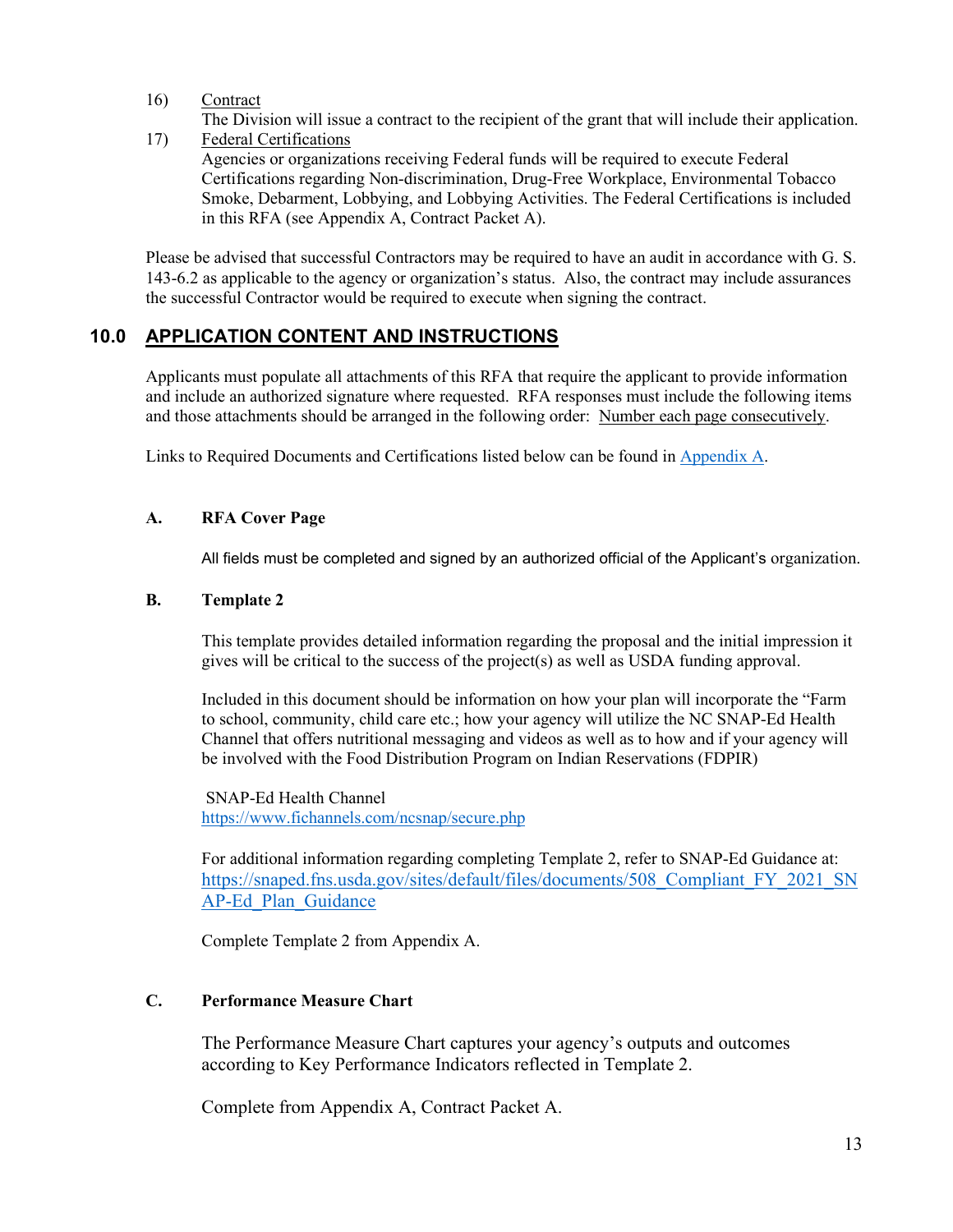16) Contract

The Division will issue a contract to the recipient of the grant that will include their application.

17) Federal Certifications

Agencies or organizations receiving Federal funds will be required to execute Federal Certifications regarding Non-discrimination, Drug-Free Workplace, Environmental Tobacco Smoke, Debarment, Lobbying, and Lobbying Activities. The Federal Certifications is included in this RFA (see Appendix A, Contract Packet A).

Please be advised that successful Contractors may be required to have an audit in accordance with G. S. 143-6.2 as applicable to the agency or organization's status. Also, the contract may include assurances the successful Contractor would be required to execute when signing the contract.

## 10.0 APPLICATION CONTENT AND INSTRUCTIONS

Applicants must populate all attachments of this RFA that require the applicant to provide information and include an authorized signature where requested. RFA responses must include the following items and those attachments should be arranged in the following order: Number each page consecutively.

Links to Required Documents and Certifications listed below can be found in Appendix A.

### A. RFA Cover Page

All fields must be completed and signed by an authorized official of the Applicant's organization.

### B. Template 2

This template provides detailed information regarding the proposal and the initial impression it gives will be critical to the success of the project(s) as well as USDA funding approval.

Included in this document should be information on how your plan will incorporate the "Farm to school, community, child care etc.; how your agency will utilize the NC SNAP-Ed Health Channel that offers nutritional messaging and videos as well as to how and if your agency will be involved with the Food Distribution Program on Indian Reservations (FDPIR)

SNAP-Ed Health Channel
https://www.fichannels.com/ncsnap/secure.php

For additional information regarding completing Template 2, refer to SNAP-Ed Guidance at: https://snaped.fns.usda.gov/sites/default/files/documents/508_Compliant_FY_2021_SNAP-Ed_Plan_Guidance

Complete Template 2 from Appendix A.

### C. Performance Measure Chart

The Performance Measure Chart captures your agency's outputs and outcomes according to Key Performance Indicators reflected in Template 2.

Complete from Appendix A, Contract Packet A.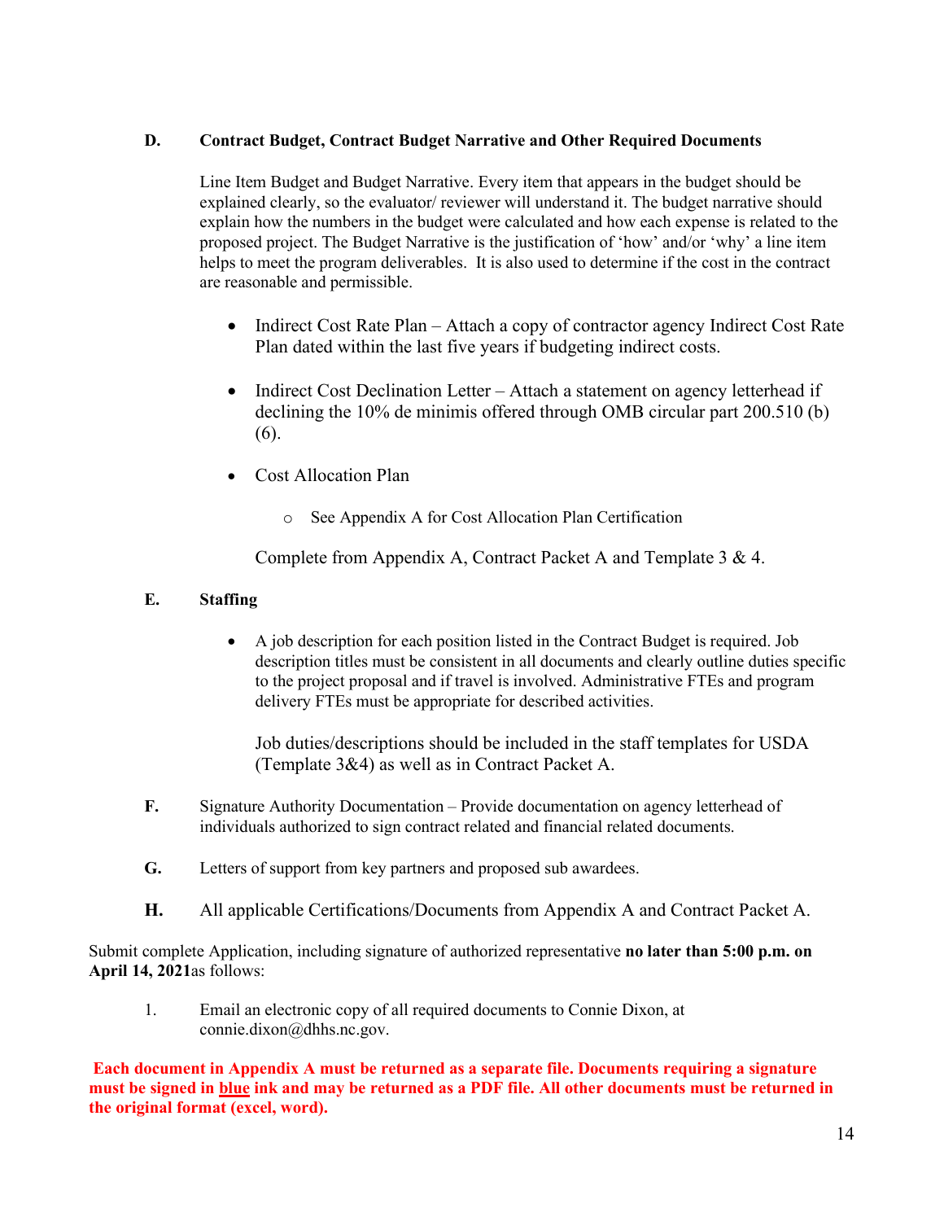## D. Contract Budget, Contract Budget Narrative and Other Required Documents

Line Item Budget and Budget Narrative. Every item that appears in the budget should be explained clearly, so the evaluator/ reviewer will understand it. The budget narrative should explain how the numbers in the budget were calculated and how each expense is related to the proposed project. The Budget Narrative is the justification of 'how' and/or 'why' a line item helps to meet the program deliverables. It is also used to determine if the cost in the contract are reasonable and permissible.

- Indirect Cost Rate Plan – Attach a copy of contractor agency Indirect Cost Rate Plan dated within the last five years if budgeting indirect costs.
- Indirect Cost Declination Letter – Attach a statement on agency letterhead if declining the 10% de minimis offered through OMB circular part 200.510 (b)(6).
- Cost Allocation Plan
  - See Appendix A for Cost Allocation Plan Certification

  Complete from Appendix A, Contract Packet A and Template 3 & 4.

## E. Staffing

- A job description for each position listed in the Contract Budget is required. Job description titles must be consistent in all documents and clearly outline duties specific to the project proposal and if travel is involved. Administrative FTEs and program delivery FTEs must be appropriate for described activities.

  Job duties/descriptions should be included in the staff templates for USDA (Template 3&4) as well as in Contract Packet A.

**F.** Signature Authority Documentation – Provide documentation on agency letterhead of individuals authorized to sign contract related and financial related documents.

**G.** Letters of support from key partners and proposed sub awardees.

**H.** All applicable Certifications/Documents from Appendix A and Contract Packet A.

Submit complete Application, including signature of authorized representative **no later than 5:00 p.m. on April 14, 2021** as follows:

1. Email an electronic copy of all required documents to Connie Dixon, at connie.dixon@dhhs.nc.gov.

**Each document in Appendix A must be returned as a separate file. Documents requiring a signature must be signed in <u>blue</u> ink and may be returned as a PDF file. All other documents must be returned in the original format (excel, word).**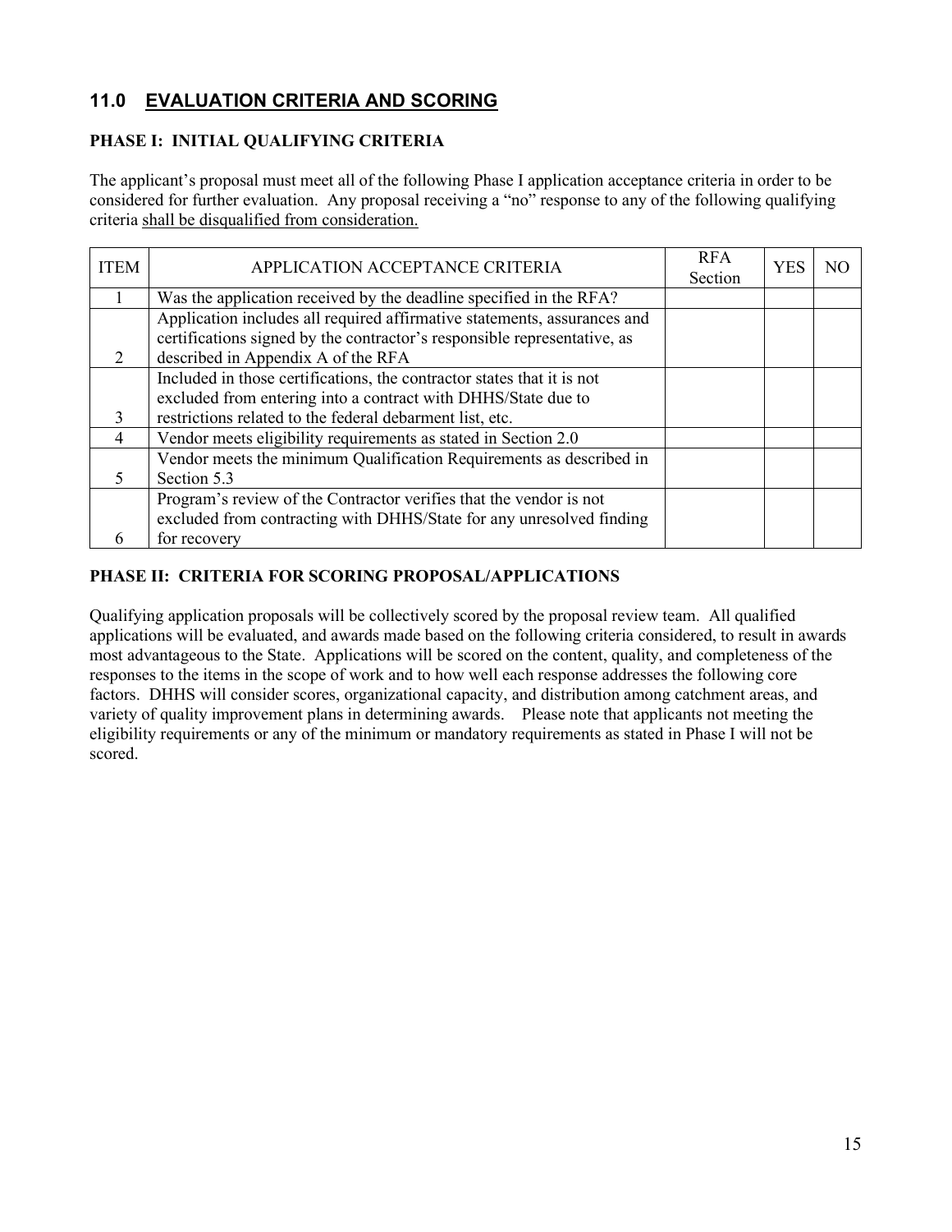## 11.0 EVALUATION CRITERIA AND SCORING

### PHASE I: INITIAL QUALIFYING CRITERIA

The applicant's proposal must meet all of the following Phase I application acceptance criteria in order to be considered for further evaluation. Any proposal receiving a "no" response to any of the following qualifying criteria shall be disqualified from consideration.

| ITEM | APPLICATION ACCEPTANCE CRITERIA | RFA Section | YES | NO |
|---|---|---|---|---|
| 1 | Was the application received by the deadline specified in the RFA? | | | |
| 2 | Application includes all required affirmative statements, assurances and certifications signed by the contractor's responsible representative, as described in Appendix A of the RFA | | | |
| 3 | Included in those certifications, the contractor states that it is not excluded from entering into a contract with DHHS/State due to restrictions related to the federal debarment list, etc. | | | |
| 4 | Vendor meets eligibility requirements as stated in Section 2.0 | | | |
| 5 | Vendor meets the minimum Qualification Requirements as described in Section 5.3 | | | |
| 6 | Program's review of the Contractor verifies that the vendor is not excluded from contracting with DHHS/State for any unresolved finding for recovery | | | |

### PHASE II: CRITERIA FOR SCORING PROPOSAL/APPLICATIONS

Qualifying application proposals will be collectively scored by the proposal review team. All qualified applications will be evaluated, and awards made based on the following criteria considered, to result in awards most advantageous to the State. Applications will be scored on the content, quality, and completeness of the responses to the items in the scope of work and to how well each response addresses the following core factors. DHHS will consider scores, organizational capacity, and distribution among catchment areas, and variety of quality improvement plans in determining awards. Please note that applicants not meeting the eligibility requirements or any of the minimum or mandatory requirements as stated in Phase I will not be scored.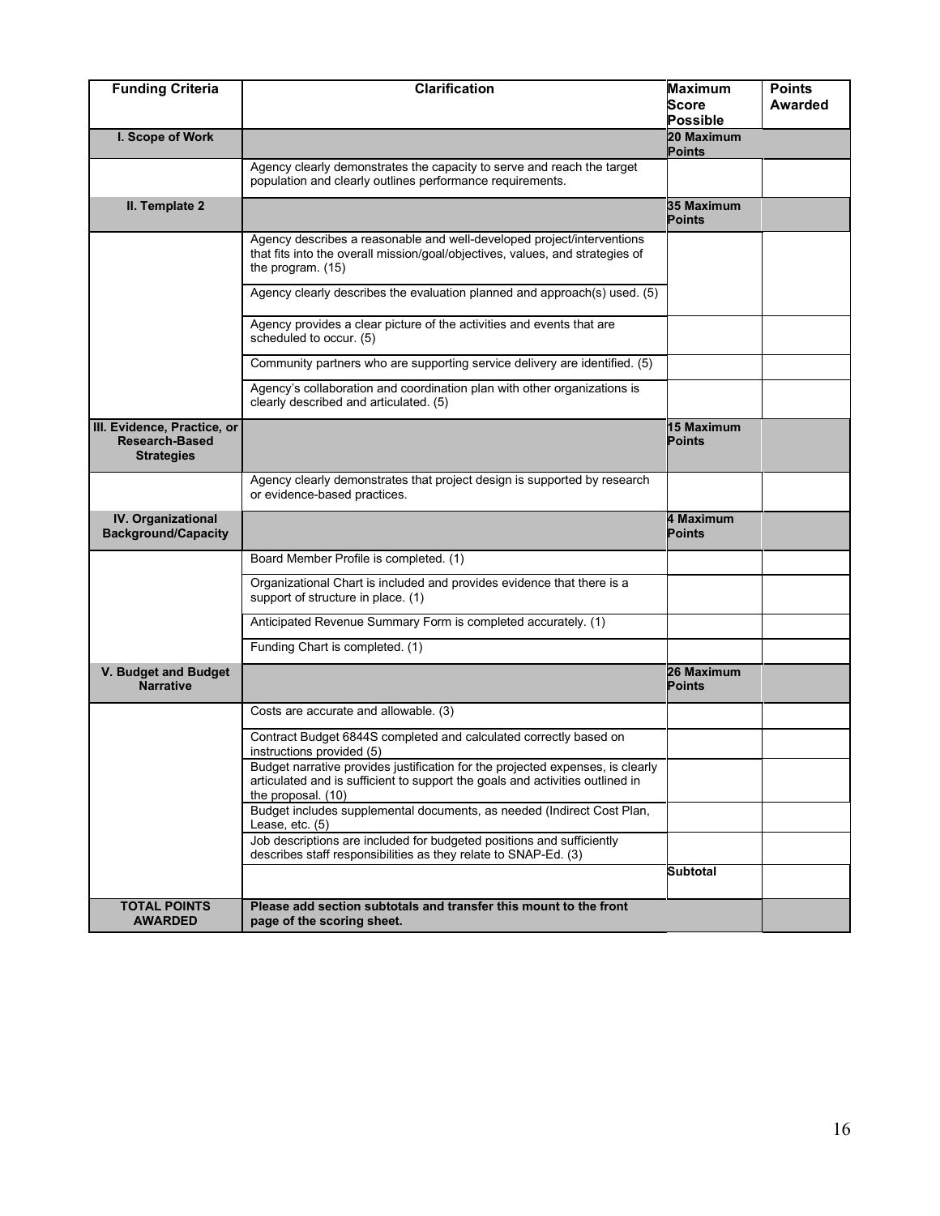| Funding Criteria | Clarification | Maximum Score Possible | Points Awarded |
|---|---|---|---|
| **I. Scope of Work** | | **20 Maximum Points** | |
| | Agency clearly demonstrates the capacity to serve and reach the target population and clearly outlines performance requirements. | | |
| **II. Template 2** | | **35 Maximum Points** | |
| | Agency describes a reasonable and well-developed project/interventions that fits into the overall mission/goal/objectives, values, and strategies of the program. (15) | | |
| | Agency clearly describes the evaluation planned and approach(s) used. (5) | | |
| | Agency provides a clear picture of the activities and events that are scheduled to occur. (5) | | |
| | Community partners who are supporting service delivery are identified. (5) | | |
| | Agency's collaboration and coordination plan with other organizations is clearly described and articulated. (5) | | |
| **III. Evidence, Practice, or Research-Based Strategies** | | **15 Maximum Points** | |
| | Agency clearly demonstrates that project design is supported by research or evidence-based practices. | | |
| **IV. Organizational Background/Capacity** | | **4 Maximum Points** | |
| | Board Member Profile is completed. (1) | | |
| | Organizational Chart is included and provides evidence that there is a support of structure in place. (1) | | |
| | Anticipated Revenue Summary Form is completed accurately. (1) | | |
| | Funding Chart is completed. (1) | | |
| **V. Budget and Budget Narrative** | | **26 Maximum Points** | |
| | Costs are accurate and allowable. (3) | | |
| | Contract Budget 6844S completed and calculated correctly based on instructions provided (5) | | |
| | Budget narrative provides justification for the projected expenses, is clearly articulated and is sufficient to support the goals and activities outlined in the proposal. (10) | | |
| | Budget includes supplemental documents, as needed (Indirect Cost Plan, Lease, etc. (5) | | |
| | Job descriptions are included for budgeted positions and sufficiently describes staff responsibilities as they relate to SNAP-Ed. (3) | | |
| | | **Subtotal** | |
| **TOTAL POINTS AWARDED** | **Please add section subtotals and transfer this mount to the front page of the scoring sheet.** | | |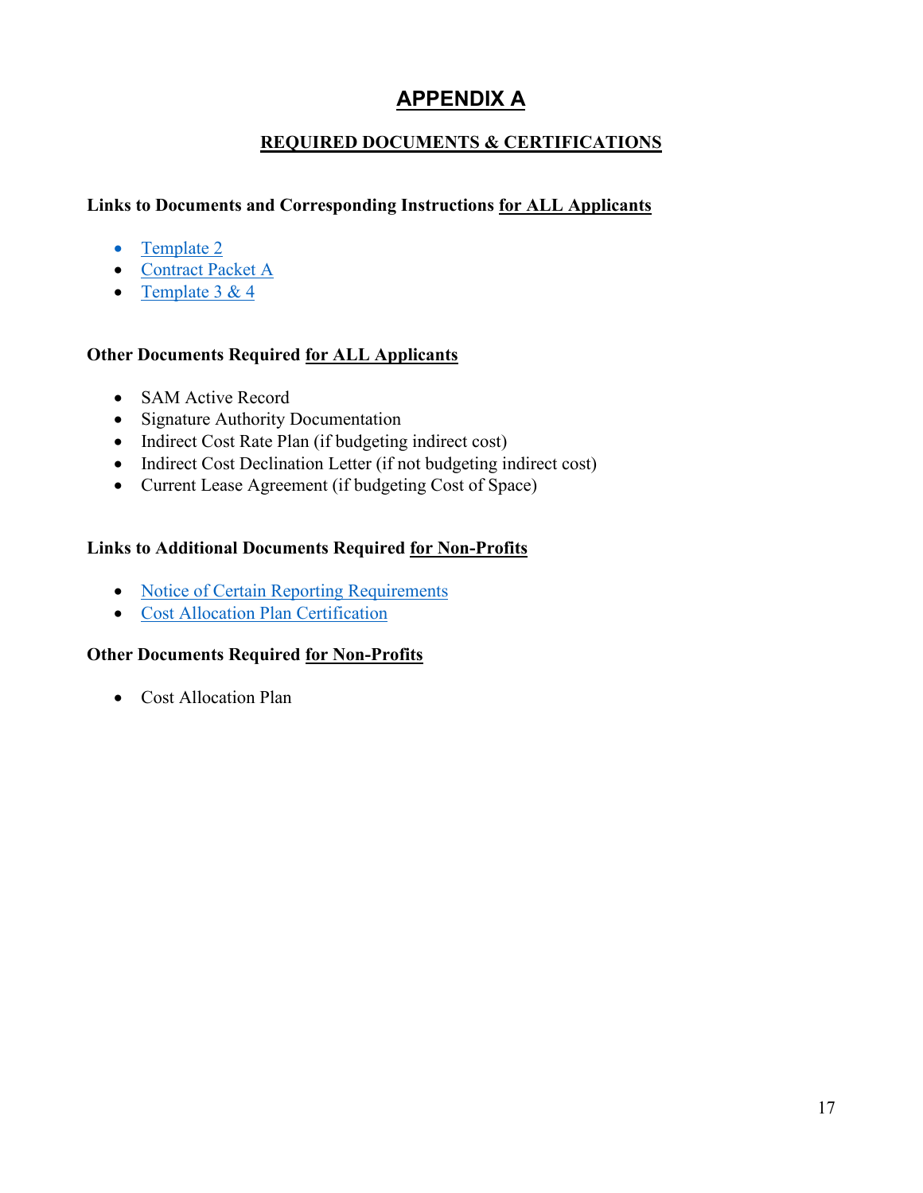# APPENDIX A

## REQUIRED DOCUMENTS & CERTIFICATIONS

**Links to Documents and Corresponding Instructions for ALL Applicants**

- Template 2
- Contract Packet A
- Template 3 & 4

**Other Documents Required for ALL Applicants**

- SAM Active Record
- Signature Authority Documentation
- Indirect Cost Rate Plan (if budgeting indirect cost)
- Indirect Cost Declination Letter (if not budgeting indirect cost)
- Current Lease Agreement (if budgeting Cost of Space)

**Links to Additional Documents Required for Non-Profits**

- Notice of Certain Reporting Requirements
- Cost Allocation Plan Certification

**Other Documents Required for Non-Profits**

- Cost Allocation Plan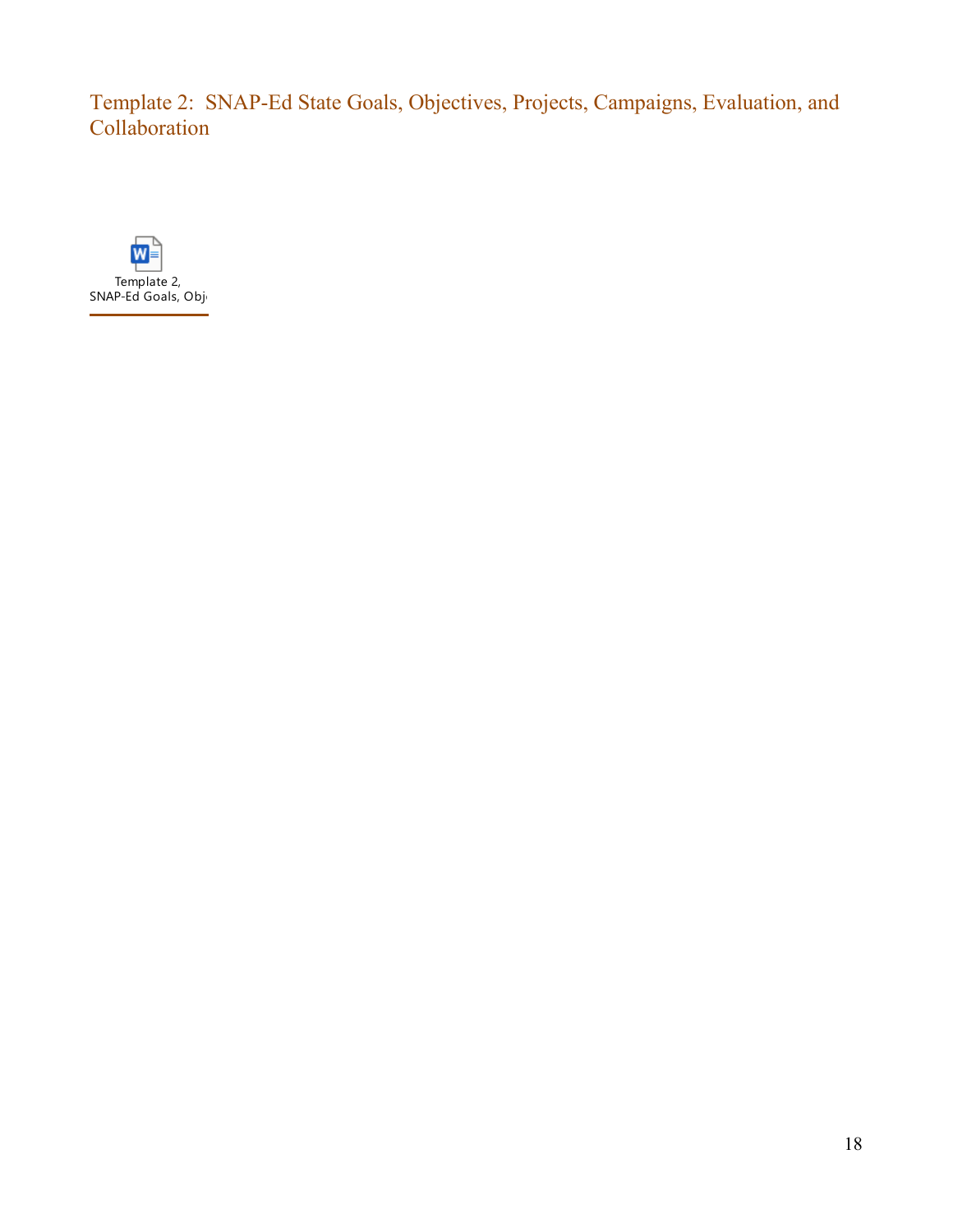## Template 2: SNAP-Ed State Goals, Objectives, Projects, Campaigns, Evaluation, and Collaboration

Template 2, SNAP-Ed Goals, Obj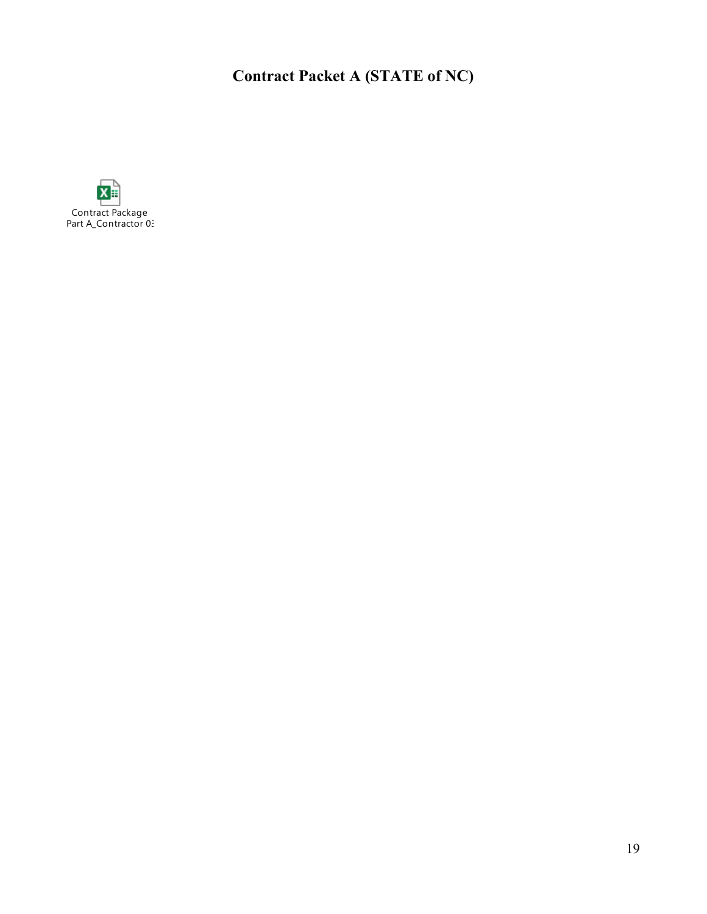# Contract Packet A (STATE of NC)

Contract Package
Part A_Contractor 0: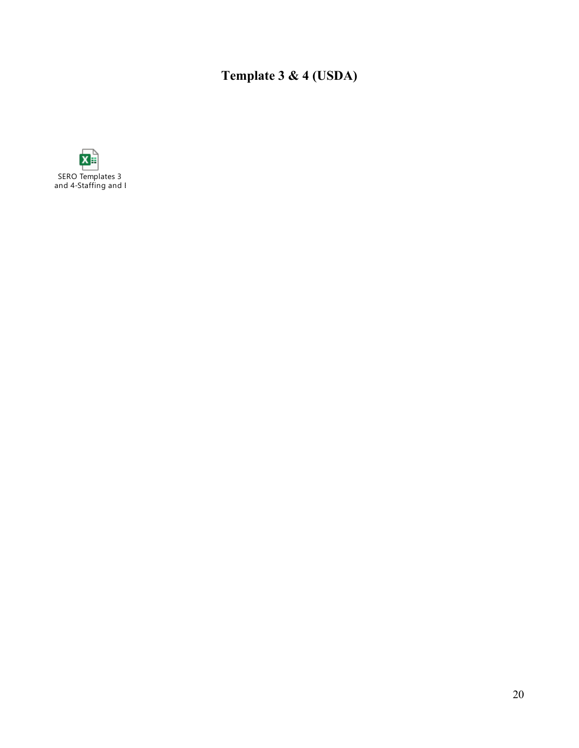# Template 3 & 4 (USDA)

SERO Templates 3 and 4-Staffing and I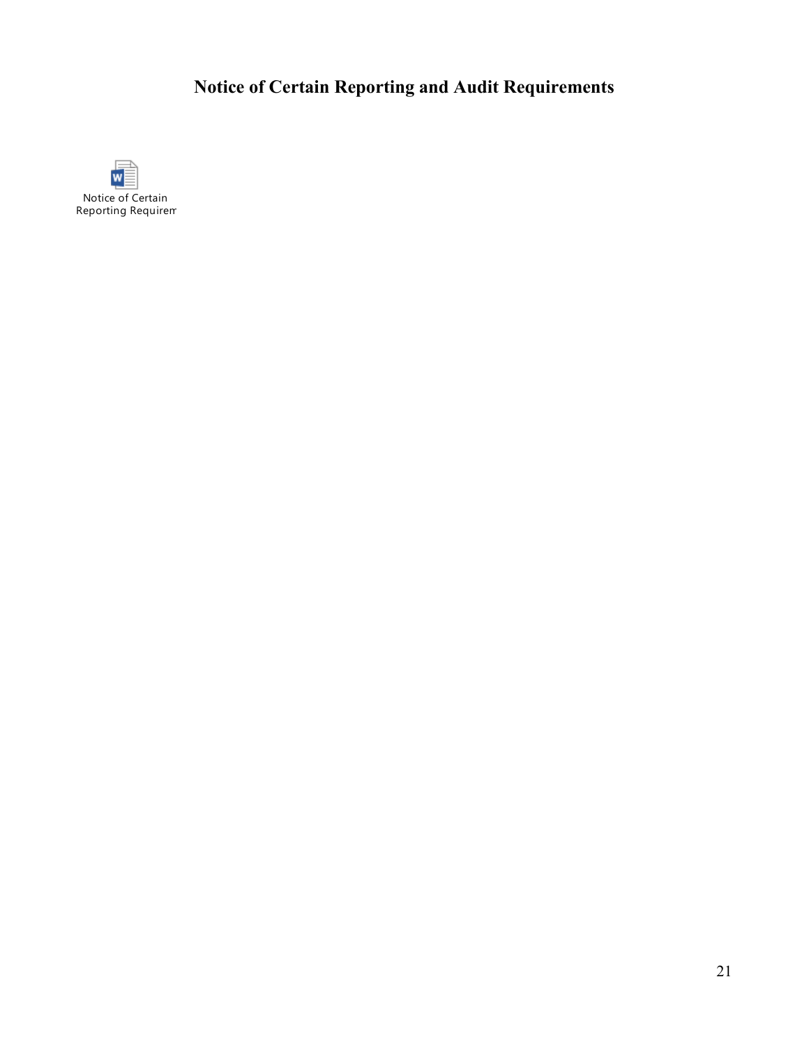# Notice of Certain Reporting and Audit Requirements

Notice of Certain Reporting Requirem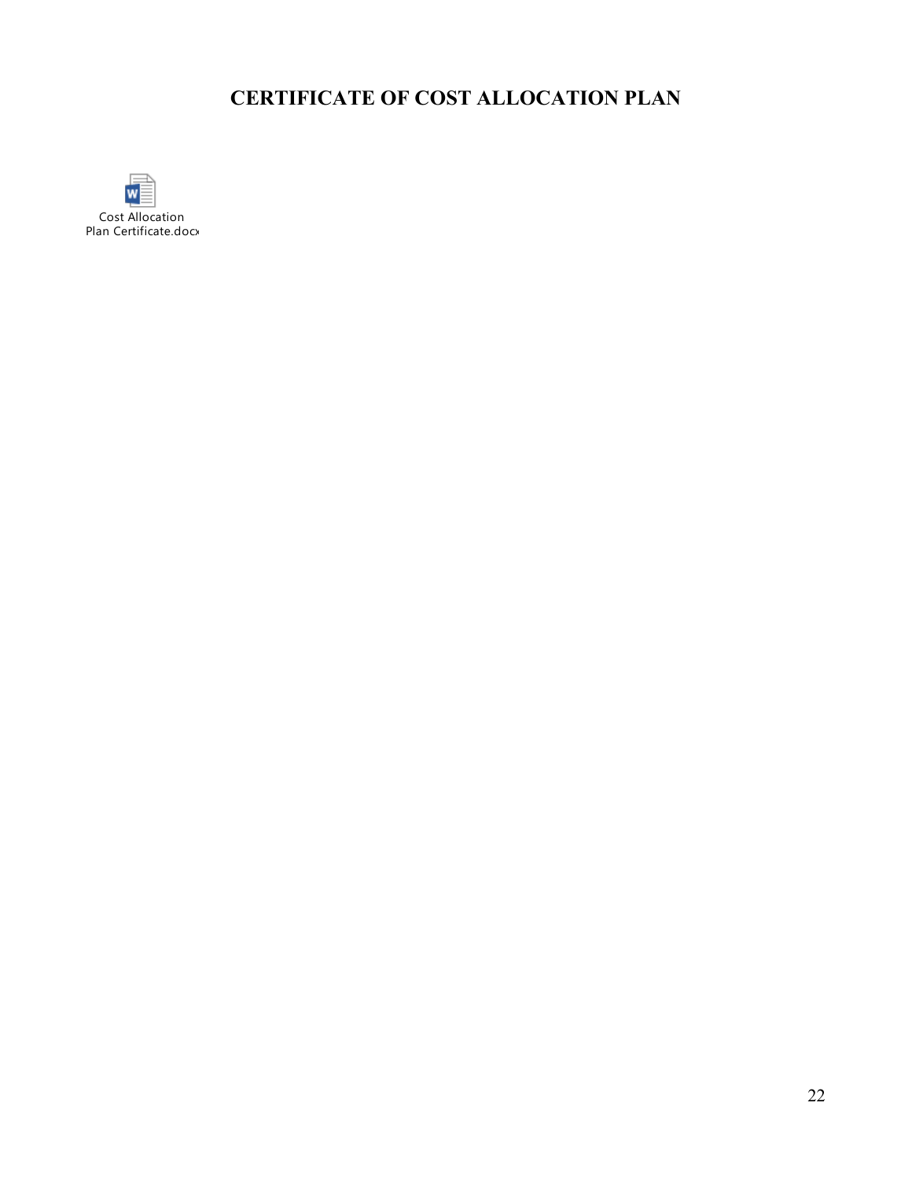# CERTIFICATE OF COST ALLOCATION PLAN

Cost Allocation Plan Certificate.docx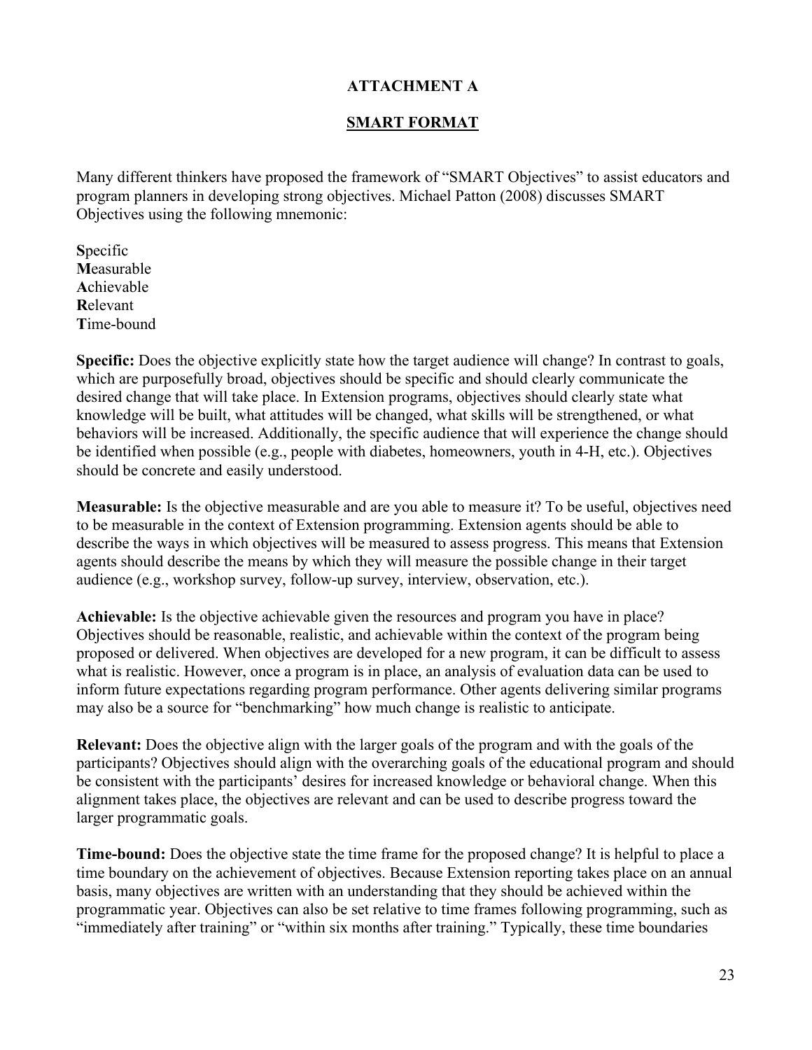# ATTACHMENT A

## SMART FORMAT

Many different thinkers have proposed the framework of "SMART Objectives" to assist educators and program planners in developing strong objectives. Michael Patton (2008) discusses SMART Objectives using the following mnemonic:

**S**pecific
**M**easurable
**A**chievable
**R**elevant
**T**ime-bound

**Specific:** Does the objective explicitly state how the target audience will change? In contrast to goals, which are purposefully broad, objectives should be specific and should clearly communicate the desired change that will take place. In Extension programs, objectives should clearly state what knowledge will be built, what attitudes will be changed, what skills will be strengthened, or what behaviors will be increased. Additionally, the specific audience that will experience the change should be identified when possible (e.g., people with diabetes, homeowners, youth in 4-H, etc.). Objectives should be concrete and easily understood.

**Measurable:** Is the objective measurable and are you able to measure it? To be useful, objectives need to be measurable in the context of Extension programming. Extension agents should be able to describe the ways in which objectives will be measured to assess progress. This means that Extension agents should describe the means by which they will measure the possible change in their target audience (e.g., workshop survey, follow-up survey, interview, observation, etc.).

**Achievable:** Is the objective achievable given the resources and program you have in place? Objectives should be reasonable, realistic, and achievable within the context of the program being proposed or delivered. When objectives are developed for a new program, it can be difficult to assess what is realistic. However, once a program is in place, an analysis of evaluation data can be used to inform future expectations regarding program performance. Other agents delivering similar programs may also be a source for "benchmarking" how much change is realistic to anticipate.

**Relevant:** Does the objective align with the larger goals of the program and with the goals of the participants? Objectives should align with the overarching goals of the educational program and should be consistent with the participants' desires for increased knowledge or behavioral change. When this alignment takes place, the objectives are relevant and can be used to describe progress toward the larger programmatic goals.

**Time-bound:** Does the objective state the time frame for the proposed change? It is helpful to place a time boundary on the achievement of objectives. Because Extension reporting takes place on an annual basis, many objectives are written with an understanding that they should be achieved within the programmatic year. Objectives can also be set relative to time frames following programming, such as "immediately after training" or "within six months after training." Typically, these time boundaries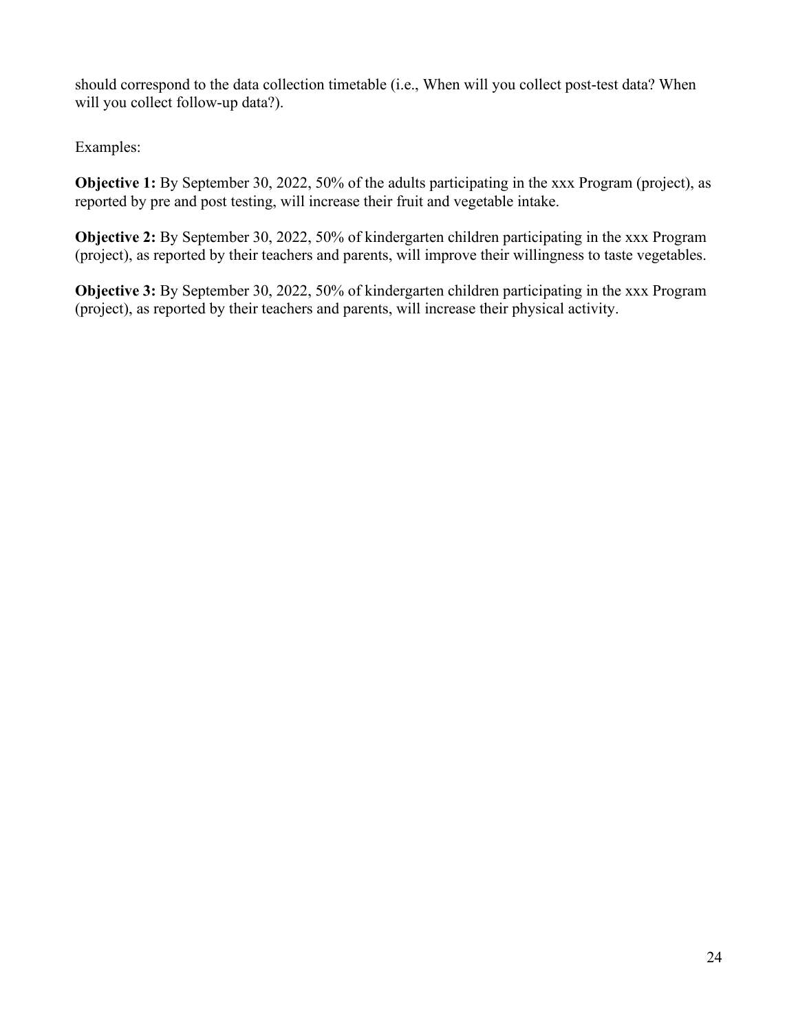should correspond to the data collection timetable (i.e., When will you collect post-test data? When will you collect follow-up data?).

Examples:

**Objective 1:** By September 30, 2022, 50% of the adults participating in the xxx Program (project), as reported by pre and post testing, will increase their fruit and vegetable intake.

**Objective 2:** By September 30, 2022, 50% of kindergarten children participating in the xxx Program (project), as reported by their teachers and parents, will improve their willingness to taste vegetables.

**Objective 3:** By September 30, 2022, 50% of kindergarten children participating in the xxx Program (project), as reported by their teachers and parents, will increase their physical activity.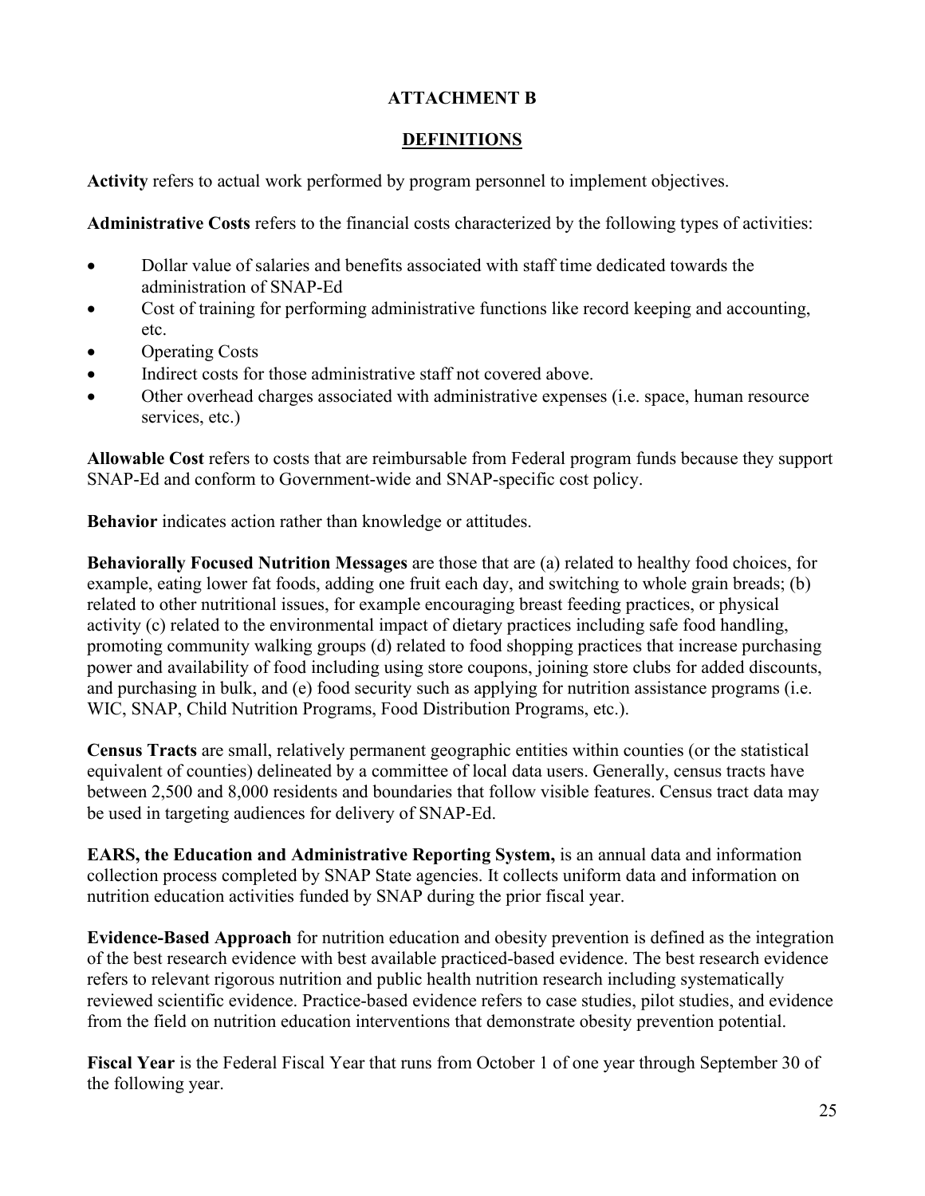**ATTACHMENT B**

**DEFINITIONS**

**Activity** refers to actual work performed by program personnel to implement objectives.

**Administrative Costs** refers to the financial costs characterized by the following types of activities:

- Dollar value of salaries and benefits associated with staff time dedicated towards the administration of SNAP-Ed
- Cost of training for performing administrative functions like record keeping and accounting, etc.
- Operating Costs
- Indirect costs for those administrative staff not covered above.
- Other overhead charges associated with administrative expenses (i.e. space, human resource services, etc.)

**Allowable Cost** refers to costs that are reimbursable from Federal program funds because they support SNAP-Ed and conform to Government-wide and SNAP-specific cost policy.

**Behavior** indicates action rather than knowledge or attitudes.

**Behaviorally Focused Nutrition Messages** are those that are (a) related to healthy food choices, for example, eating lower fat foods, adding one fruit each day, and switching to whole grain breads; (b) related to other nutritional issues, for example encouraging breast feeding practices, or physical activity (c) related to the environmental impact of dietary practices including safe food handling, promoting community walking groups (d) related to food shopping practices that increase purchasing power and availability of food including using store coupons, joining store clubs for added discounts, and purchasing in bulk, and (e) food security such as applying for nutrition assistance programs (i.e. WIC, SNAP, Child Nutrition Programs, Food Distribution Programs, etc.).

**Census Tracts** are small, relatively permanent geographic entities within counties (or the statistical equivalent of counties) delineated by a committee of local data users. Generally, census tracts have between 2,500 and 8,000 residents and boundaries that follow visible features. Census tract data may be used in targeting audiences for delivery of SNAP-Ed.

**EARS, the Education and Administrative Reporting System,** is an annual data and information collection process completed by SNAP State agencies. It collects uniform data and information on nutrition education activities funded by SNAP during the prior fiscal year.

**Evidence-Based Approach** for nutrition education and obesity prevention is defined as the integration of the best research evidence with best available practiced-based evidence. The best research evidence refers to relevant rigorous nutrition and public health nutrition research including systematically reviewed scientific evidence. Practice-based evidence refers to case studies, pilot studies, and evidence from the field on nutrition education interventions that demonstrate obesity prevention potential.

**Fiscal Year** is the Federal Fiscal Year that runs from October 1 of one year through September 30 of the following year.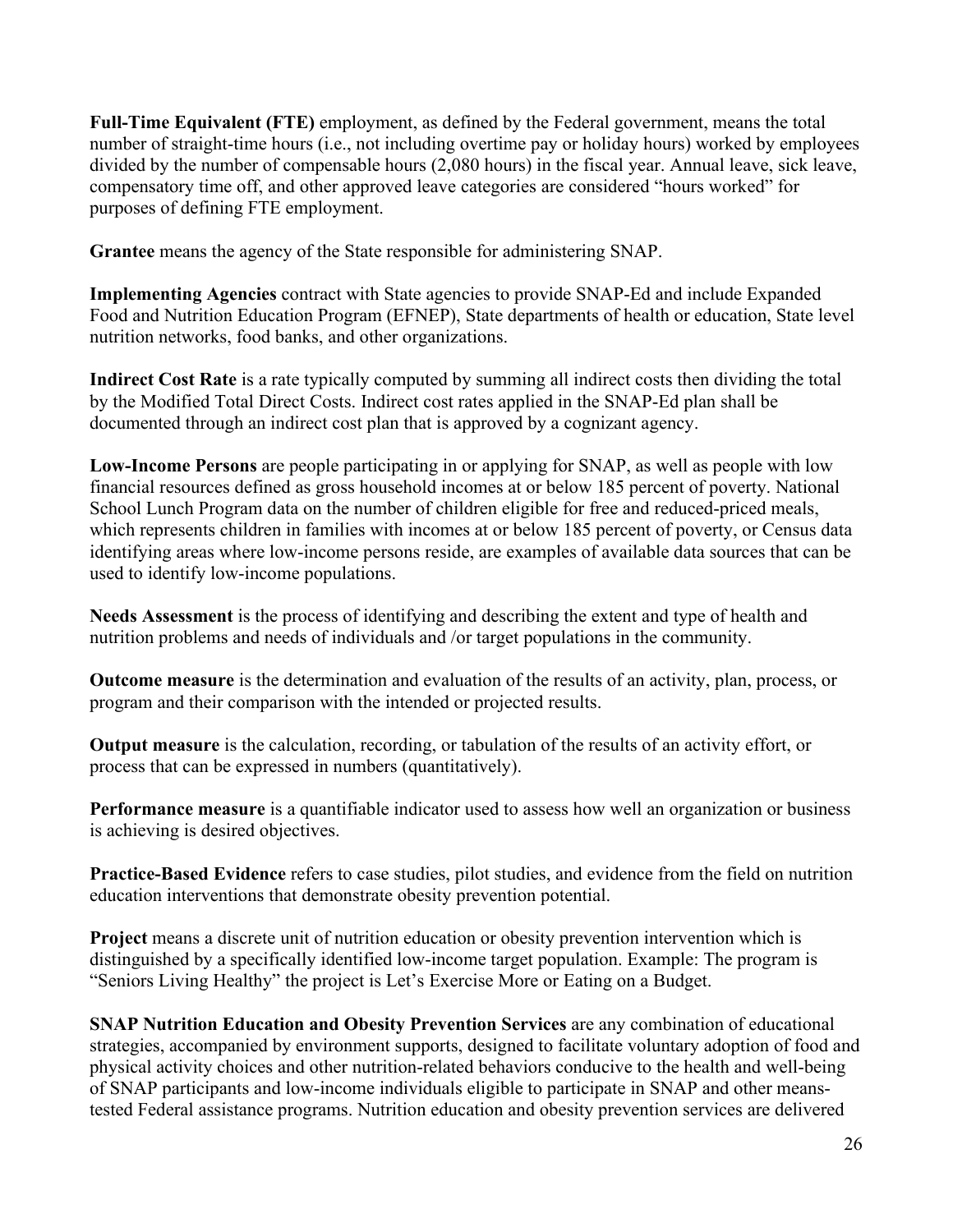**Full-Time Equivalent (FTE)** employment, as defined by the Federal government, means the total number of straight-time hours (i.e., not including overtime pay or holiday hours) worked by employees divided by the number of compensable hours (2,080 hours) in the fiscal year. Annual leave, sick leave, compensatory time off, and other approved leave categories are considered "hours worked" for purposes of defining FTE employment.

**Grantee** means the agency of the State responsible for administering SNAP.

**Implementing Agencies** contract with State agencies to provide SNAP-Ed and include Expanded Food and Nutrition Education Program (EFNEP), State departments of health or education, State level nutrition networks, food banks, and other organizations.

**Indirect Cost Rate** is a rate typically computed by summing all indirect costs then dividing the total by the Modified Total Direct Costs. Indirect cost rates applied in the SNAP-Ed plan shall be documented through an indirect cost plan that is approved by a cognizant agency.

**Low-Income Persons** are people participating in or applying for SNAP, as well as people with low financial resources defined as gross household incomes at or below 185 percent of poverty. National School Lunch Program data on the number of children eligible for free and reduced-priced meals, which represents children in families with incomes at or below 185 percent of poverty, or Census data identifying areas where low-income persons reside, are examples of available data sources that can be used to identify low-income populations.

**Needs Assessment** is the process of identifying and describing the extent and type of health and nutrition problems and needs of individuals and /or target populations in the community.

**Outcome measure** is the determination and evaluation of the results of an activity, plan, process, or program and their comparison with the intended or projected results.

**Output measure** is the calculation, recording, or tabulation of the results of an activity effort, or process that can be expressed in numbers (quantitatively).

**Performance measure** is a quantifiable indicator used to assess how well an organization or business is achieving is desired objectives.

**Practice-Based Evidence** refers to case studies, pilot studies, and evidence from the field on nutrition education interventions that demonstrate obesity prevention potential.

**Project** means a discrete unit of nutrition education or obesity prevention intervention which is distinguished by a specifically identified low-income target population. Example: The program is "Seniors Living Healthy" the project is Let's Exercise More or Eating on a Budget.

**SNAP Nutrition Education and Obesity Prevention Services** are any combination of educational strategies, accompanied by environment supports, designed to facilitate voluntary adoption of food and physical activity choices and other nutrition-related behaviors conducive to the health and well-being of SNAP participants and low-income individuals eligible to participate in SNAP and other means-tested Federal assistance programs. Nutrition education and obesity prevention services are delivered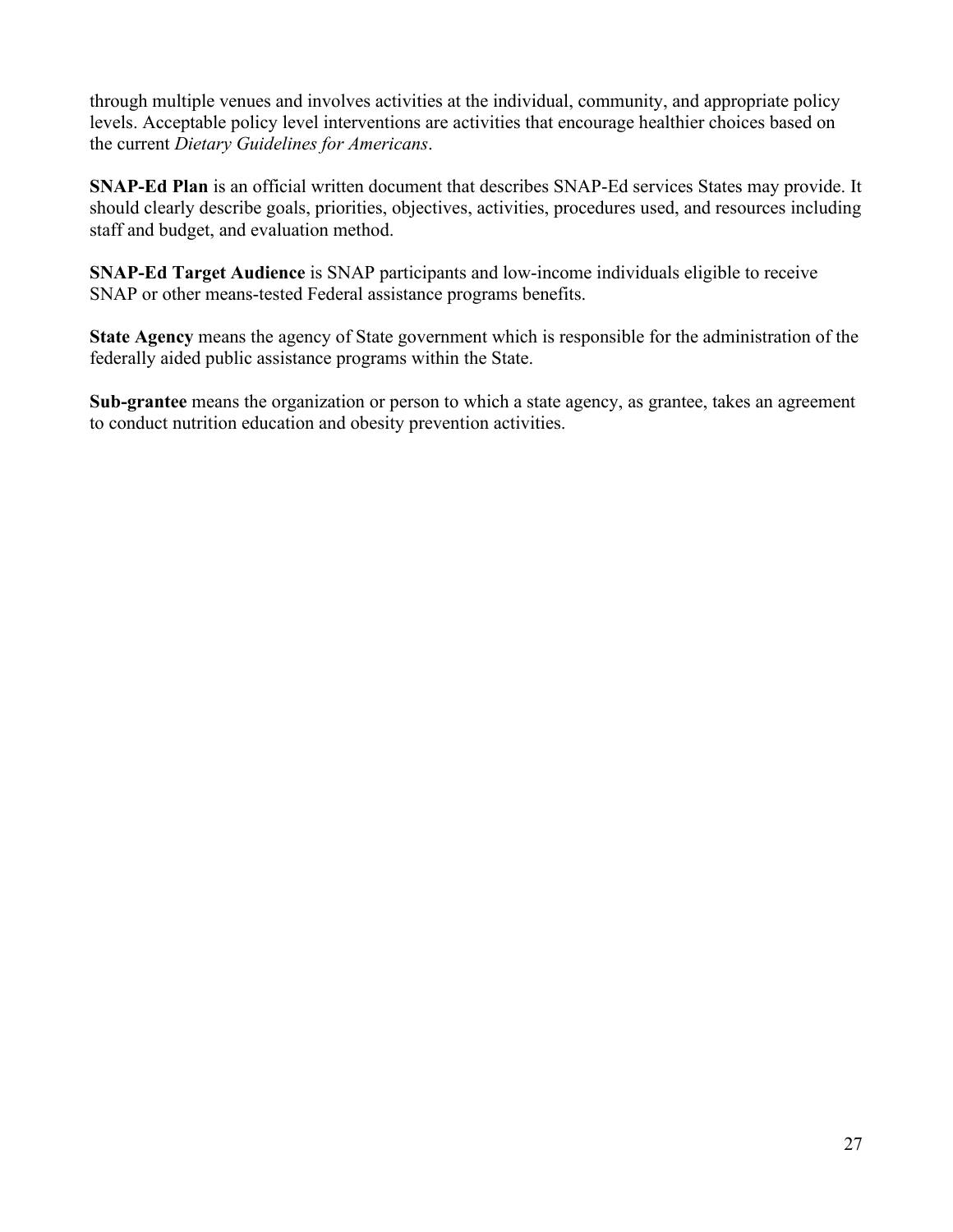through multiple venues and involves activities at the individual, community, and appropriate policy levels. Acceptable policy level interventions are activities that encourage healthier choices based on the current *Dietary Guidelines for Americans*.

**SNAP-Ed Plan** is an official written document that describes SNAP-Ed services States may provide. It should clearly describe goals, priorities, objectives, activities, procedures used, and resources including staff and budget, and evaluation method.

**SNAP-Ed Target Audience** is SNAP participants and low-income individuals eligible to receive SNAP or other means-tested Federal assistance programs benefits.

**State Agency** means the agency of State government which is responsible for the administration of the federally aided public assistance programs within the State.

**Sub-grantee** means the organization or person to which a state agency, as grantee, takes an agreement to conduct nutrition education and obesity prevention activities.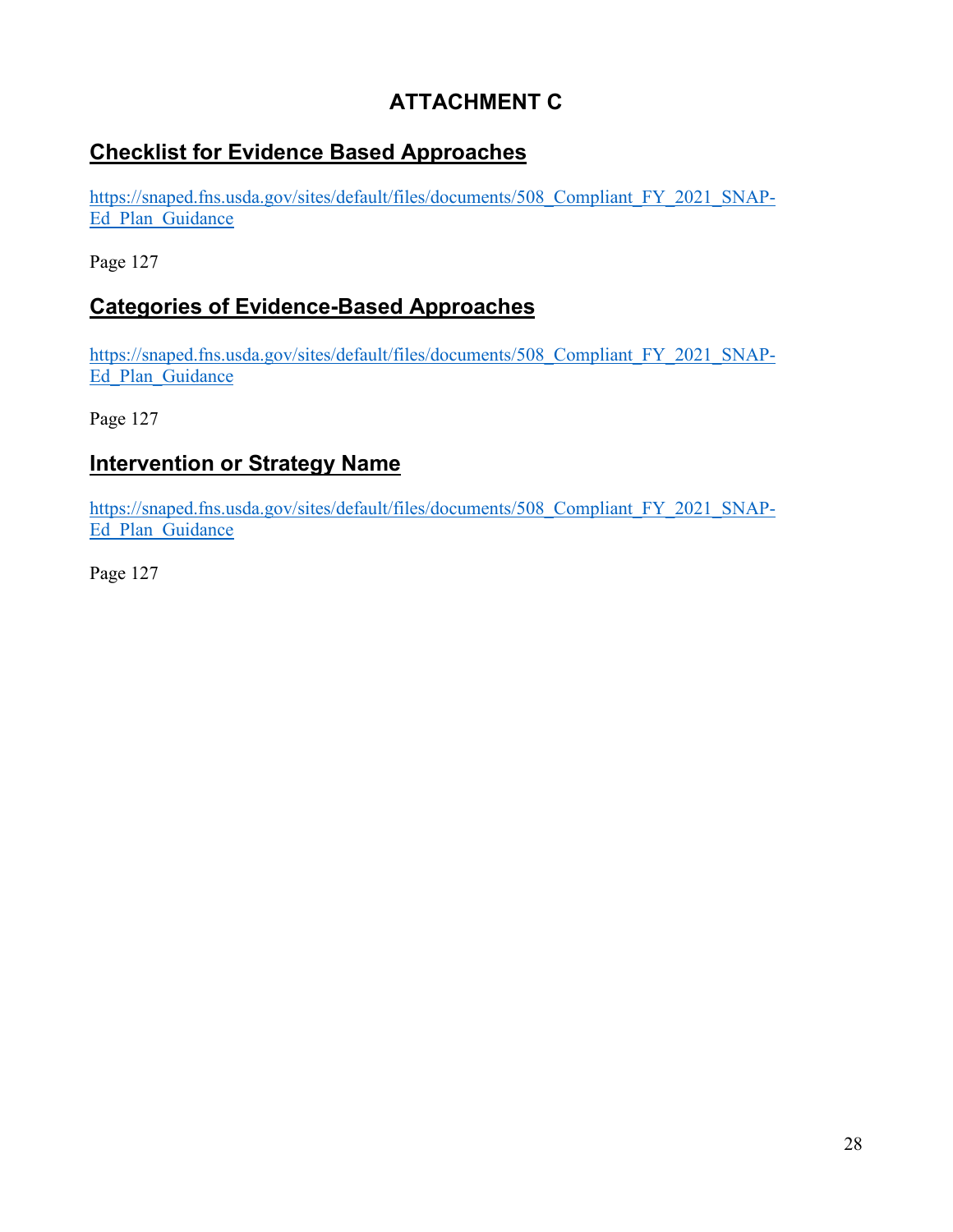# ATTACHMENT C

## Checklist for Evidence Based Approaches

https://snaped.fns.usda.gov/sites/default/files/documents/508_Compliant_FY_2021_SNAP-Ed_Plan_Guidance

Page 127

## Categories of Evidence-Based Approaches

https://snaped.fns.usda.gov/sites/default/files/documents/508_Compliant_FY_2021_SNAP-Ed_Plan_Guidance

Page 127

## Intervention or Strategy Name

https://snaped.fns.usda.gov/sites/default/files/documents/508_Compliant_FY_2021_SNAP-Ed_Plan_Guidance

Page 127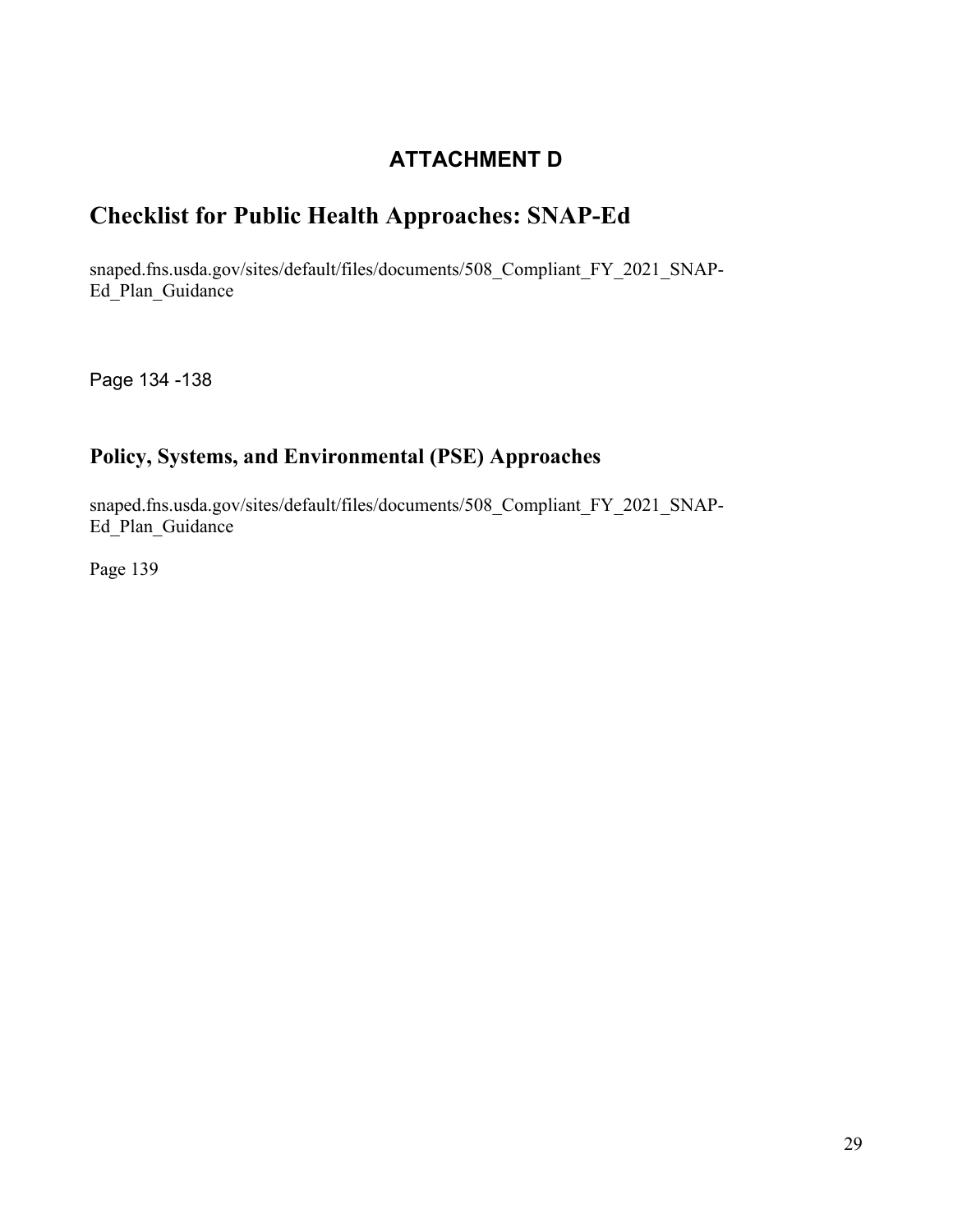# ATTACHMENT D

## Checklist for Public Health Approaches: SNAP-Ed

snaped.fns.usda.gov/sites/default/files/documents/508_Compliant_FY_2021_SNAP-Ed_Plan_Guidance

Page 134 -138

## Policy, Systems, and Environmental (PSE) Approaches

snaped.fns.usda.gov/sites/default/files/documents/508_Compliant_FY_2021_SNAP-Ed_Plan_Guidance

Page 139